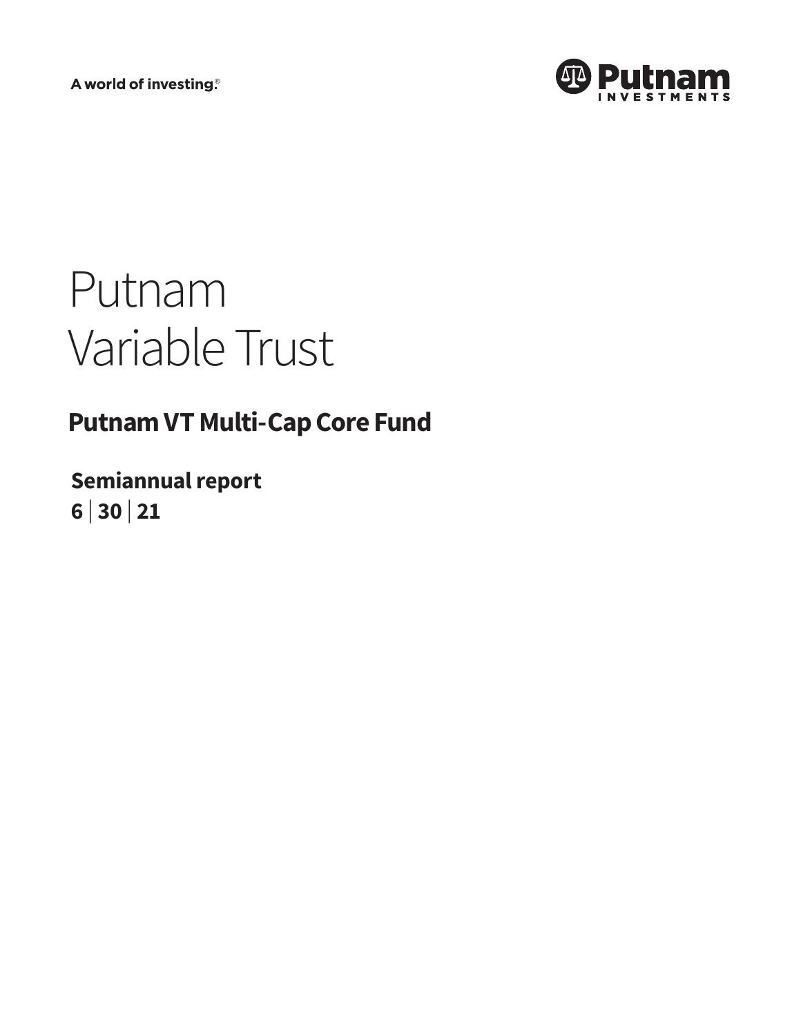A world of investing.®

Putnam INVESTMENTS

# Putnam Variable Trust

## Putnam VT Multi-Cap Core Fund

**Semiannual report**
**6 | 30 | 21**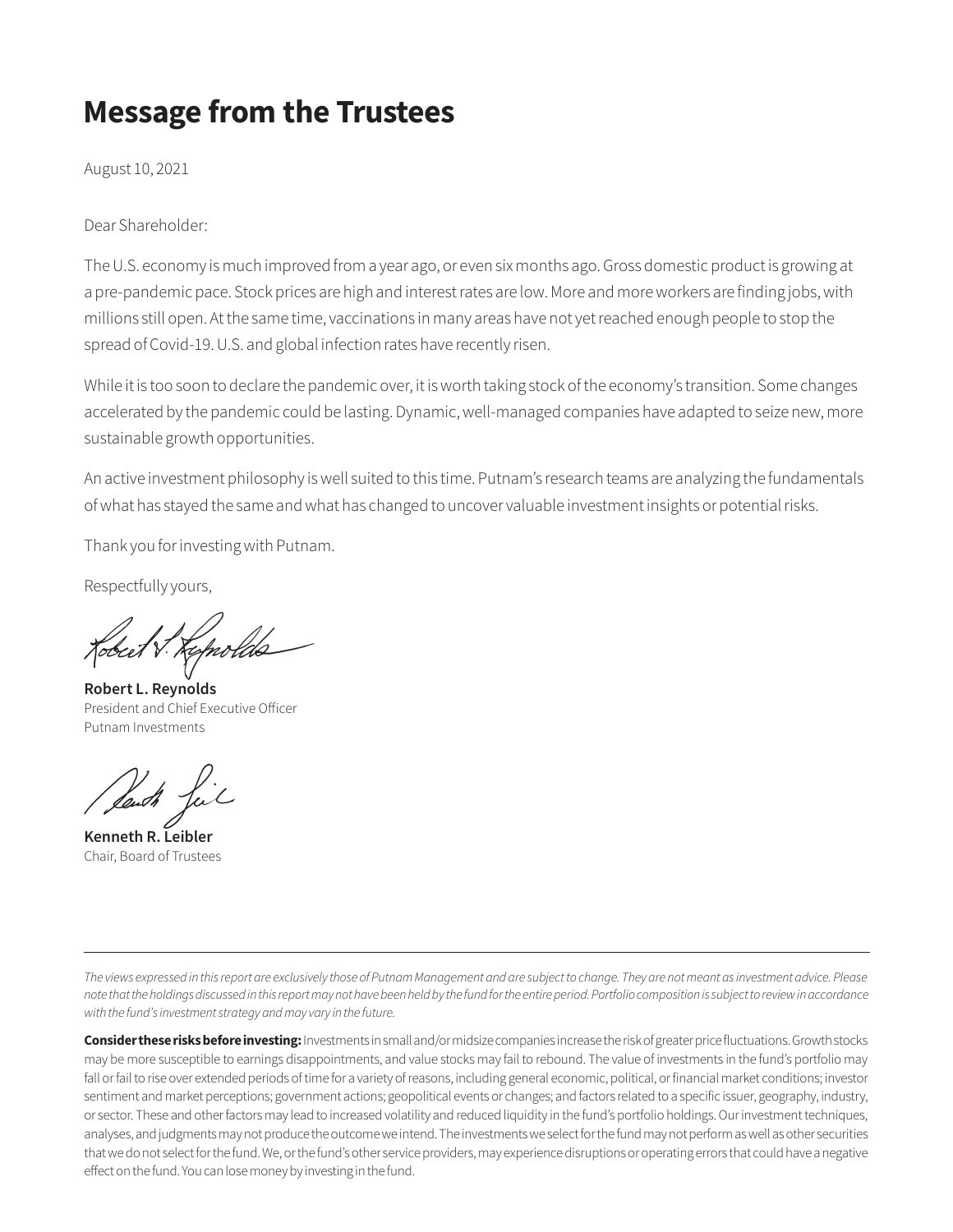# Message from the Trustees

August 10, 2021

Dear Shareholder:

The U.S. economy is much improved from a year ago, or even six months ago. Gross domestic product is growing at a pre-pandemic pace. Stock prices are high and interest rates are low. More and more workers are finding jobs, with millions still open. At the same time, vaccinations in many areas have not yet reached enough people to stop the spread of Covid-19. U.S. and global infection rates have recently risen.

While it is too soon to declare the pandemic over, it is worth taking stock of the economy's transition. Some changes accelerated by the pandemic could be lasting. Dynamic, well-managed companies have adapted to seize new, more sustainable growth opportunities.

An active investment philosophy is well suited to this time. Putnam's research teams are analyzing the fundamentals of what has stayed the same and what has changed to uncover valuable investment insights or potential risks.

Thank you for investing with Putnam.

Respectfully yours,

**Robert L. Reynolds**
President and Chief Executive Officer
Putnam Investments

**Kenneth R. Leibler**
Chair, Board of Trustees

---

*The views expressed in this report are exclusively those of Putnam Management and are subject to change. They are not meant as investment advice. Please note that the holdings discussed in this report may not have been held by the fund for the entire period. Portfolio composition is subject to review in accordance with the fund's investment strategy and may vary in the future.*

**Consider these risks before investing:** Investments in small and/or midsize companies increase the risk of greater price fluctuations. Growth stocks may be more susceptible to earnings disappointments, and value stocks may fail to rebound. The value of investments in the fund's portfolio may fall or fail to rise over extended periods of time for a variety of reasons, including general economic, political, or financial market conditions; investor sentiment and market perceptions; government actions; geopolitical events or changes; and factors related to a specific issuer, geography, industry, or sector. These and other factors may lead to increased volatility and reduced liquidity in the fund's portfolio holdings. Our investment techniques, analyses, and judgments may not produce the outcome we intend. The investments we select for the fund may not perform as well as other securities that we do not select for the fund. We, or the fund's other service providers, may experience disruptions or operating errors that could have a negative effect on the fund. You can lose money by investing in the fund.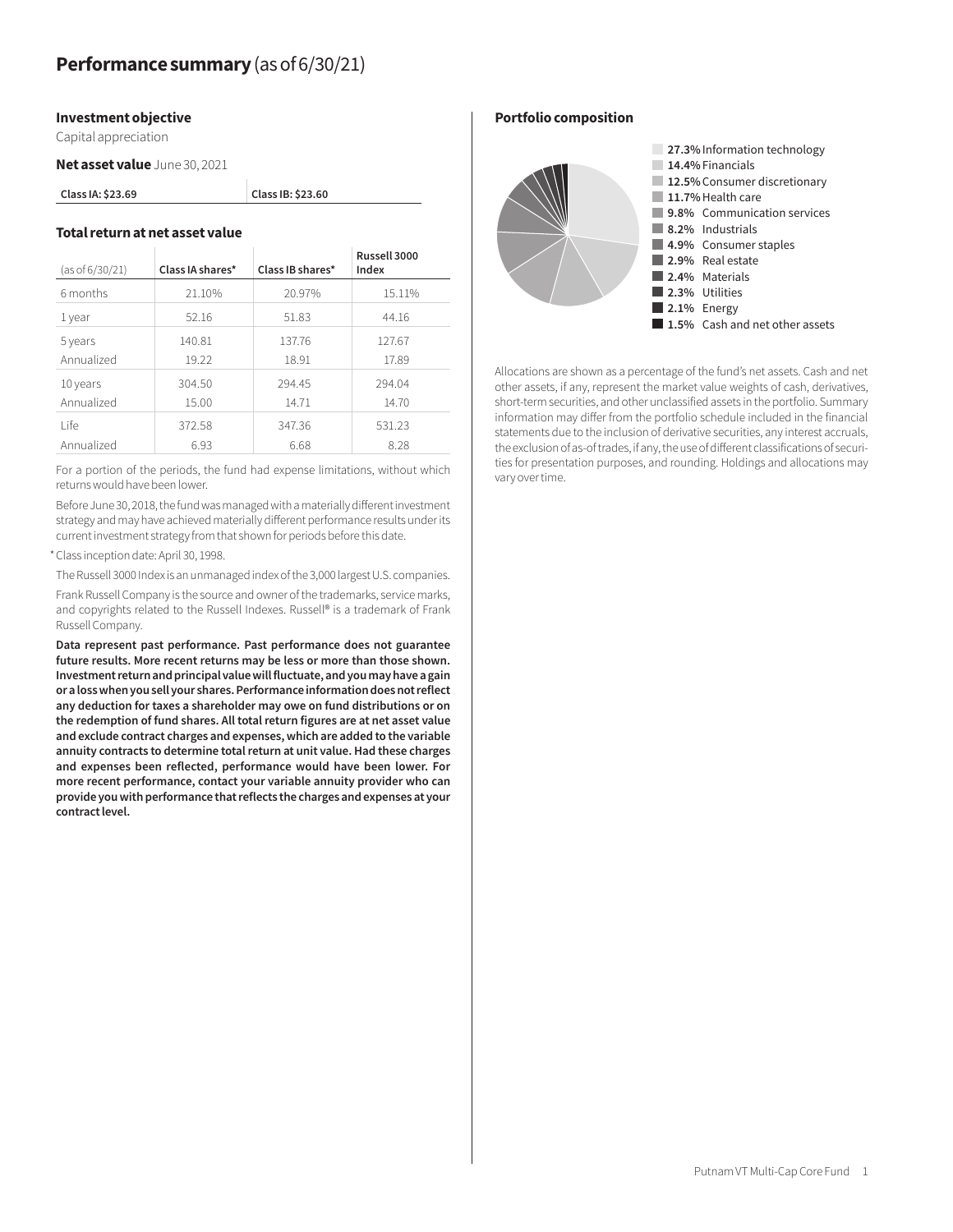# **Performance summary** (as of 6/30/21)

### Investment objective

Capital appreciation

**Net asset value** June 30, 2021

| Class IA: $23.69 | Class IB: $23.60 |
|---|---|

### Total return at net asset value

| (as of 6/30/21) | Class IA shares* | Class IB shares* | Russell 3000 Index |
|---|---|---|---|
| 6 months | 21.10% | 20.97% | 15.11% |
| 1 year | 52.16 | 51.83 | 44.16 |
| 5 years | 140.81 | 137.76 | 127.67 |
| Annualized | 19.22 | 18.91 | 17.89 |
| 10 years | 304.50 | 294.45 | 294.04 |
| Annualized | 15.00 | 14.71 | 14.70 |
| Life | 372.58 | 347.36 | 531.23 |
| Annualized | 6.93 | 6.68 | 8.28 |

For a portion of the periods, the fund had expense limitations, without which returns would have been lower.

Before June 30, 2018, the fund was managed with a materially different investment strategy and may have achieved materially different performance results under its current investment strategy from that shown for periods before this date.

* Class inception date: April 30, 1998.

The Russell 3000 Index is an unmanaged index of the 3,000 largest U.S. companies.

Frank Russell Company is the source and owner of the trademarks, service marks, and copyrights related to the Russell Indexes. Russell® is a trademark of Frank Russell Company.

**Data represent past performance. Past performance does not guarantee future results. More recent returns may be less or more than those shown. Investment return and principal value will fluctuate, and you may have a gain or a loss when you sell your shares. Performance information does not reflect any deduction for taxes a shareholder may owe on fund distributions or on the redemption of fund shares. All total return figures are at net asset value and exclude contract charges and expenses, which are added to the variable annuity contracts to determine total return at unit value. Had these charges and expenses been reflected, performance would have been lower. For more recent performance, contact your variable annuity provider who can provide you with performance that reflects the charges and expenses at your contract level.**

### Portfolio composition

- **27.3%** Information technology
- **14.4%** Financials
- **12.5%** Consumer discretionary
- **11.7%** Health care
- **9.8%** Communication services
- **8.2%** Industrials
- **4.9%** Consumer staples
- **2.9%** Real estate
- **2.4%** Materials
- **2.3%** Utilities
- **2.1%** Energy
- **1.5%** Cash and net other assets

Allocations are shown as a percentage of the fund's net assets. Cash and net other assets, if any, represent the market value weights of cash, derivatives, short-term securities, and other unclassified assets in the portfolio. Summary information may differ from the portfolio schedule included in the financial statements due to the inclusion of derivative securities, any interest accruals, the exclusion of as-of trades, if any, the use of different classifications of securities for presentation purposes, and rounding. Holdings and allocations may vary over time.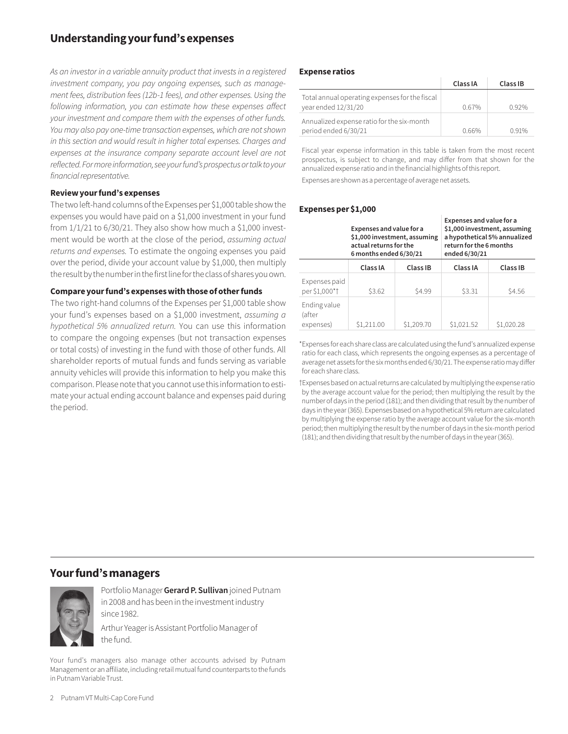## Understanding your fund's expenses

*As an investor in a variable annuity product that invests in a registered investment company, you pay ongoing expenses, such as management fees, distribution fees (12b-1 fees), and other expenses. Using the following information, you can estimate how these expenses affect your investment and compare them with the expenses of other funds. You may also pay one-time transaction expenses, which are not shown in this section and would result in higher total expenses. Charges and expenses at the insurance company separate account level are not reflected. For more information, see your fund's prospectus or talk to your financial representative.*

### Review your fund's expenses

The two left-hand columns of the Expenses per $1,000 table show the expenses you would have paid on a $1,000 investment in your fund from 1/1/21 to 6/30/21. They also show how much a $1,000 investment would be worth at the close of the period, *assuming actual returns and expenses.* To estimate the ongoing expenses you paid over the period, divide your account value by $1,000, then multiply the result by the number in the first line for the class of shares you own.

### Compare your fund's expenses with those of other funds

The two right-hand columns of the Expenses per $1,000 table show your fund's expenses based on a $1,000 investment, *assuming a hypothetical 5% annualized return.* You can use this information to compare the ongoing expenses (but not transaction expenses or total costs) of investing in the fund with those of other funds. All shareholder reports of mutual funds and funds serving as variable annuity vehicles will provide this information to help you make this comparison. Please note that you cannot use this information to estimate your actual ending account balance and expenses paid during the period.

### Expense ratios

| | Class IA | Class IB |
|---|---|---|
| Total annual operating expenses for the fiscal year ended 12/31/20 | 0.67% | 0.92% |
| Annualized expense ratio for the six-month period ended 6/30/21 | 0.66% | 0.91% |

Fiscal year expense information in this table is taken from the most recent prospectus, is subject to change, and may differ from that shown for the annualized expense ratio and in the financial highlights of this report.

Expenses are shown as a percentage of average net assets.

### Expenses per $1,000

| | Expenses and value for a $1,000 investment, assuming actual returns for the 6 months ended 6/30/21 | | Expenses and value for a $1,000 investment, assuming a hypothetical 5% annualized return for the 6 months ended 6/30/21 | |
|---|---|---|---|---|
| | Class IA | Class IB | Class IA | Class IB |
| Expenses paid per $1,000*† | $3.62 | $4.99 | $3.31 | $4.56 |
| Ending value (after expenses) | $1,211.00 | $1,209.70 | $1,021.52 | $1,020.28 |

*Expenses for each share class are calculated using the fund's annualized expense ratio for each class, which represents the ongoing expenses as a percentage of average net assets for the six months ended 6/30/21. The expense ratio may differ for each share class.

†Expenses based on actual returns are calculated by multiplying the expense ratio by the average account value for the period; then multiplying the result by the number of days in the period (181); and then dividing that result by the number of days in the year (365). Expenses based on a hypothetical 5% return are calculated by multiplying the expense ratio by the average account value for the six-month period; then multiplying the result by the number of days in the six-month period (181); and then dividing that result by the number of days in the year (365).

## Your fund's managers

Portfolio Manager **Gerard P. Sullivan** joined Putnam in 2008 and has been in the investment industry since 1982.

Arthur Yeager is Assistant Portfolio Manager of the fund.

Your fund's managers also manage other accounts advised by Putnam Management or an affiliate, including retail mutual fund counterparts to the funds in Putnam Variable Trust.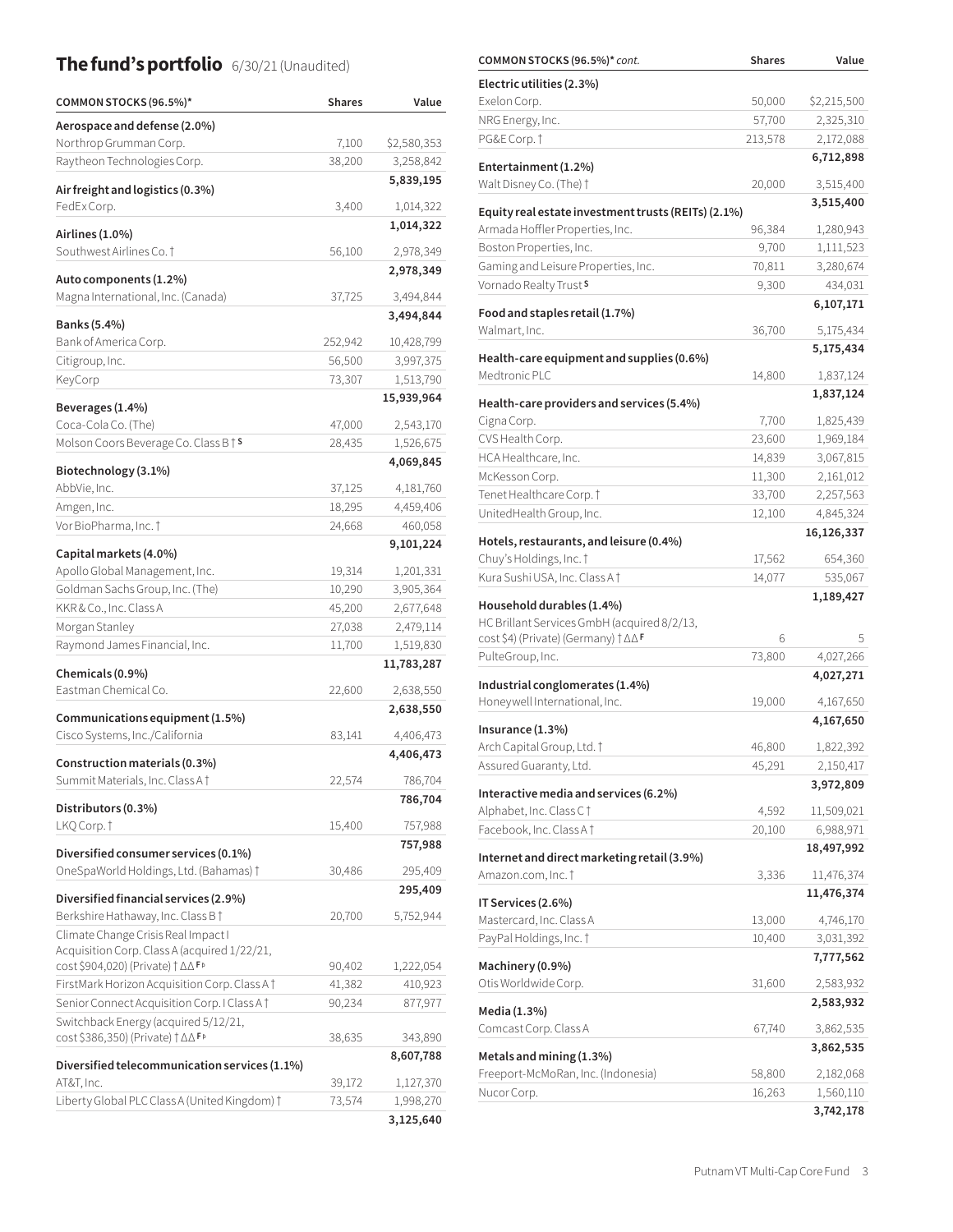## The fund's portfolio 6/30/21 (Unaudited)

| COMMON STOCKS (96.5%)* | Shares | Value |
|---|---|---|
| **Aerospace and defense (2.0%)** | | |
| Northrop Grumman Corp. | 7,100 | $2,580,353 |
| Raytheon Technologies Corp. | 38,200 | 3,258,842 |
| | | **5,839,195** |
| **Air freight and logistics (0.3%)** | | |
| FedEx Corp. | 3,400 | 1,014,322 |
| | | **1,014,322** |
| **Airlines (1.0%)** | | |
| Southwest Airlines Co. † | 56,100 | 2,978,349 |
| | | **2,978,349** |
| **Auto components (1.2%)** | | |
| Magna International, Inc. (Canada) | 37,725 | 3,494,844 |
| | | **3,494,844** |
| **Banks (5.4%)** | | |
| Bank of America Corp. | 252,942 | 10,428,799 |
| Citigroup, Inc. | 56,500 | 3,997,375 |
| KeyCorp | 73,307 | 1,513,790 |
| | | **15,939,964** |
| **Beverages (1.4%)** | | |
| Coca-Cola Co. (The) | 47,000 | 2,543,170 |
| Molson Coors Beverage Co. Class B † S | 28,435 | 1,526,675 |
| | | **4,069,845** |
| **Biotechnology (3.1%)** | | |
| AbbVie, Inc. | 37,125 | 4,181,760 |
| Amgen, Inc. | 18,295 | 4,459,406 |
| Vor BioPharma, Inc. † | 24,668 | 460,058 |
| | | **9,101,224** |
| **Capital markets (4.0%)** | | |
| Apollo Global Management, Inc. | 19,314 | 1,201,331 |
| Goldman Sachs Group, Inc. (The) | 10,290 | 3,905,364 |
| KKR & Co., Inc. Class A | 45,200 | 2,677,648 |
| Morgan Stanley | 27,038 | 2,479,114 |
| Raymond James Financial, Inc. | 11,700 | 1,519,830 |
| | | **11,783,287** |
| **Chemicals (0.9%)** | | |
| Eastman Chemical Co. | 22,600 | 2,638,550 |
| | | **2,638,550** |
| **Communications equipment (1.5%)** | | |
| Cisco Systems, Inc./California | 83,141 | 4,406,473 |
| | | **4,406,473** |
| **Construction materials (0.3%)** | | |
| Summit Materials, Inc. Class A † | 22,574 | 786,704 |
| | | **786,704** |
| **Distributors (0.3%)** | | |
| LKQ Corp. † | 15,400 | 757,988 |
| | | **757,988** |
| **Diversified consumer services (0.1%)** | | |
| OneSpaWorld Holdings, Ltd. (Bahamas) † | 30,486 | 295,409 |
| | | **295,409** |
| **Diversified financial services (2.9%)** | | |
| Berkshire Hathaway, Inc. Class B † | 20,700 | 5,752,944 |
| Climate Change Crisis Real Impact I Acquisition Corp. Class A (acquired 1/22/21, cost $904,020) (Private) † ΔΔ F þ | 90,402 | 1,222,054 |
| FirstMark Horizon Acquisition Corp. Class A † | 41,382 | 410,923 |
| Senior Connect Acquisition Corp. I Class A † | 90,234 | 877,977 |
| Switchback Energy (acquired 5/12/21, cost $386,350) (Private) † ΔΔ F þ | 38,635 | 343,890 |
| | | **8,607,788** |
| **Diversified telecommunication services (1.1%)** | | |
| AT&T, Inc. | 39,172 | 1,127,370 |
| Liberty Global PLC Class A (United Kingdom) † | 73,574 | 1,998,270 |
| | | **3,125,640** |
| **Electric utilities (2.3%)** | | |
| Exelon Corp. | 50,000 | $2,215,500 |
| NRG Energy, Inc. | 57,700 | 2,325,310 |
| PG&E Corp. † | 213,578 | 2,172,088 |
| | | **6,712,898** |
| **Entertainment (1.2%)** | | |
| Walt Disney Co. (The) † | 20,000 | 3,515,400 |
| | | **3,515,400** |
| **Equity real estate investment trusts (REITs) (2.1%)** | | |
| Armada Hoffler Properties, Inc. | 96,384 | 1,280,943 |
| Boston Properties, Inc. | 9,700 | 1,111,523 |
| Gaming and Leisure Properties, Inc. | 70,811 | 3,280,674 |
| Vornado Realty Trust S | 9,300 | 434,031 |
| | | **6,107,171** |
| **Food and staples retail (1.7%)** | | |
| Walmart, Inc. | 36,700 | 5,175,434 |
| | | **5,175,434** |
| **Health-care equipment and supplies (0.6%)** | | |
| Medtronic PLC | 14,800 | 1,837,124 |
| | | **1,837,124** |
| **Health-care providers and services (5.4%)** | | |
| Cigna Corp. | 7,700 | 1,825,439 |
| CVS Health Corp. | 23,600 | 1,969,184 |
| HCA Healthcare, Inc. | 14,839 | 3,067,815 |
| McKesson Corp. | 11,300 | 2,161,012 |
| Tenet Healthcare Corp. † | 33,700 | 2,257,563 |
| UnitedHealth Group, Inc. | 12,100 | 4,845,324 |
| | | **16,126,337** |
| **Hotels, restaurants, and leisure (0.4%)** | | |
| Chuy's Holdings, Inc. † | 17,562 | 654,360 |
| Kura Sushi USA, Inc. Class A † | 14,077 | 535,067 |
| | | **1,189,427** |
| **Household durables (1.4%)** | | |
| HC Brillant Services GmbH (acquired 8/2/13, cost $4) (Private) (Germany) † ΔΔ F | 6 | 5 |
| PulteGroup, Inc. | 73,800 | 4,027,266 |
| | | **4,027,271** |
| **Industrial conglomerates (1.4%)** | | |
| Honeywell International, Inc. | 19,000 | 4,167,650 |
| | | **4,167,650** |
| **Insurance (1.3%)** | | |
| Arch Capital Group, Ltd. † | 46,800 | 1,822,392 |
| Assured Guaranty, Ltd. | 45,291 | 2,150,417 |
| | | **3,972,809** |
| **Interactive media and services (6.2%)** | | |
| Alphabet, Inc. Class C † | 4,592 | 11,509,021 |
| Facebook, Inc. Class A † | 20,100 | 6,988,971 |
| | | **18,497,992** |
| **Internet and direct marketing retail (3.9%)** | | |
| Amazon.com, Inc. † | 3,336 | 11,476,374 |
| | | **11,476,374** |
| **IT Services (2.6%)** | | |
| Mastercard, Inc. Class A | 13,000 | 4,746,170 |
| PayPal Holdings, Inc. † | 10,400 | 3,031,392 |
| | | **7,777,562** |
| **Machinery (0.9%)** | | |
| Otis Worldwide Corp. | 31,600 | 2,583,932 |
| | | **2,583,932** |
| **Media (1.3%)** | | |
| Comcast Corp. Class A | 67,740 | 3,862,535 |
| | | **3,862,535** |
| **Metals and mining (1.3%)** | | |
| Freeport-McMoRan, Inc. (Indonesia) | 58,800 | 2,182,068 |
| Nucor Corp. | 16,263 | 1,560,110 |
| | | **3,742,178** |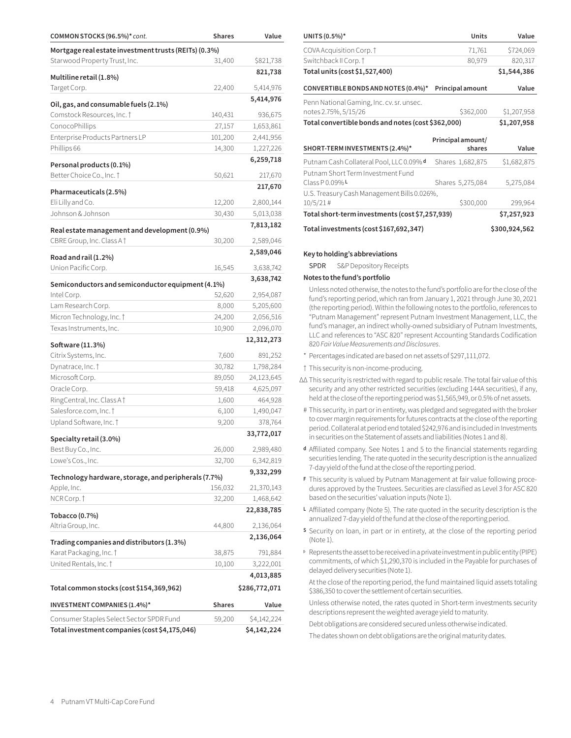| COMMON STOCKS (96.5%)* *cont.* | Shares | Value |
|---|---|---|
| **Mortgage real estate investment trusts (REITs) (0.3%)** | | |
| Starwood Property Trust, Inc. | 31,400 | $821,738 |
| | | **821,738** |
| **Multiline retail (1.8%)** | | |
| Target Corp. | 22,400 | 5,414,976 |
| | | **5,414,976** |
| **Oil, gas, and consumable fuels (2.1%)** | | |
| Comstock Resources, Inc. † | 140,431 | 936,675 |
| ConocoPhillips | 27,157 | 1,653,861 |
| Enterprise Products Partners LP | 101,200 | 2,441,956 |
| Phillips 66 | 14,300 | 1,227,226 |
| | | **6,259,718** |
| **Personal products (0.1%)** | | |
| Better Choice Co., Inc. † | 50,621 | 217,670 |
| | | **217,670** |
| **Pharmaceuticals (2.5%)** | | |
| Eli Lilly and Co. | 12,200 | 2,800,144 |
| Johnson & Johnson | 30,430 | 5,013,038 |
| | | **7,813,182** |
| **Real estate management and development (0.9%)** | | |
| CBRE Group, Inc. Class A † | 30,200 | 2,589,046 |
| | | **2,589,046** |
| **Road and rail (1.2%)** | | |
| Union Pacific Corp. | 16,545 | 3,638,742 |
| | | **3,638,742** |
| **Semiconductors and semiconductor equipment (4.1%)** | | |
| Intel Corp. | 52,620 | 2,954,087 |
| Lam Research Corp. | 8,000 | 5,205,600 |
| Micron Technology, Inc. † | 24,200 | 2,056,516 |
| Texas Instruments, Inc. | 10,900 | 2,096,070 |
| | | **12,312,273** |
| **Software (11.3%)** | | |
| Citrix Systems, Inc. | 7,600 | 891,252 |
| Dynatrace, Inc. † | 30,782 | 1,798,284 |
| Microsoft Corp. | 89,050 | 24,123,645 |
| Oracle Corp. | 59,418 | 4,625,097 |
| RingCentral, Inc. Class A † | 1,600 | 464,928 |
| Salesforce.com, Inc. † | 6,100 | 1,490,047 |
| Upland Software, Inc. † | 9,200 | 378,764 |
| | | **33,772,017** |
| **Specialty retail (3.0%)** | | |
| Best Buy Co., Inc. | 26,000 | 2,989,480 |
| Lowe's Cos., Inc. | 32,700 | 6,342,819 |
| | | **9,332,299** |
| **Technology hardware, storage, and peripherals (7.7%)** | | |
| Apple, Inc. | 156,032 | 21,370,143 |
| NCR Corp. † | 32,200 | 1,468,642 |
| | | **22,838,785** |
| **Tobacco (0.7%)** | | |
| Altria Group, Inc. | 44,800 | 2,136,064 |
| | | **2,136,064** |
| **Trading companies and distributors (1.3%)** | | |
| Karat Packaging, Inc. † | 38,875 | 791,884 |
| United Rentals, Inc. † | 10,100 | 3,222,001 |
| | | **4,013,885** |
| **Total common stocks (cost $154,369,962)** | | **$286,772,071** |

| INVESTMENT COMPANIES (1.4%)* | Shares | Value |
|---|---|---|
| Consumer Staples Select Sector SPDR Fund | 59,200 | $4,142,224 |
| **Total investment companies (cost $4,175,046)** | | **$4,142,224** |

| UNITS (0.5%)* | Units | Value |
|---|---|---|
| COVA Acquisition Corp. † | 71,761 | $724,069 |
| Switchback II Corp. † | 80,979 | 820,317 |
| **Total units (cost $1,527,400)** | | **$1,544,386** |

| CONVERTIBLE BONDS AND NOTES (0.4%)* | Principal amount | Value |
|---|---|---|
| Penn National Gaming, Inc. cv. sr. unsec. notes 2.75%, 5/15/26 | $362,000 | $1,207,958 |
| **Total convertible bonds and notes (cost $362,000)** | | **$1,207,958** |

| SHORT-TERM INVESTMENTS (2.4%)* | Principal amount/ shares | Value |
|---|---|---|
| Putnam Cash Collateral Pool, LLC 0.09% d | Shares 1,682,875 | $1,682,875 |
| Putnam Short Term Investment Fund Class P 0.09% L | Shares 5,275,084 | 5,275,084 |
| U.S. Treasury Cash Management Bills 0.026%, 10/5/21 # | $300,000 | 299,964 |
| **Total short-term investments (cost $7,257,939)** | | **$7,257,923** |

| | | |
|---|---|---|
| **Total investments (cost $167,692,347)** | | **$300,924,562** |

**Key to holding's abbreviations**

SPDR S&P Depository Receipts

**Notes to the fund's portfolio**

Unless noted otherwise, the notes to the fund's portfolio are for the close of the fund's reporting period, which ran from January 1, 2021 through June 30, 2021 (the reporting period). Within the following notes to the portfolio, references to "Putnam Management" represent Putnam Investment Management, LLC, the fund's manager, an indirect wholly-owned subsidiary of Putnam Investments, LLC and references to "ASC 820" represent Accounting Standards Codification 820 *Fair Value Measurements and Disclosures*.

\* Percentages indicated are based on net assets of $297,111,072.

† This security is non-income-producing.

ΔΔ This security is restricted with regard to public resale. The total fair value of this security and any other restricted securities (excluding 144A securities), if any, held at the close of the reporting period was $1,565,949, or 0.5% of net assets.

# This security, in part or in entirety, was pledged and segregated with the broker to cover margin requirements for futures contracts at the close of the reporting period. Collateral at period end totaled $242,976 and is included in Investments in securities on the Statement of assets and liabilities (Notes 1 and 8).

d Affiliated company. See Notes 1 and 5 to the financial statements regarding securities lending. The rate quoted in the security description is the annualized 7-day yield of the fund at the close of the reporting period.

F This security is valued by Putnam Management at fair value following procedures approved by the Trustees. Securities are classified as Level 3 for ASC 820 based on the securities' valuation inputs (Note 1).

L Affiliated company (Note 5). The rate quoted in the security description is the annualized 7-day yield of the fund at the close of the reporting period.

S Security on loan, in part or in entirety, at the close of the reporting period (Note 1).

P Represents the asset to be received in a private investment in public entity (PIPE) commitments, of which $1,290,370 is included in the Payable for purchases of delayed delivery securities (Note 1).

At the close of the reporting period, the fund maintained liquid assets totaling $386,350 to cover the settlement of certain securities.

Unless otherwise noted, the rates quoted in Short-term investments security descriptions represent the weighted average yield to maturity.

Debt obligations are considered secured unless otherwise indicated.

The dates shown on debt obligations are the original maturity dates.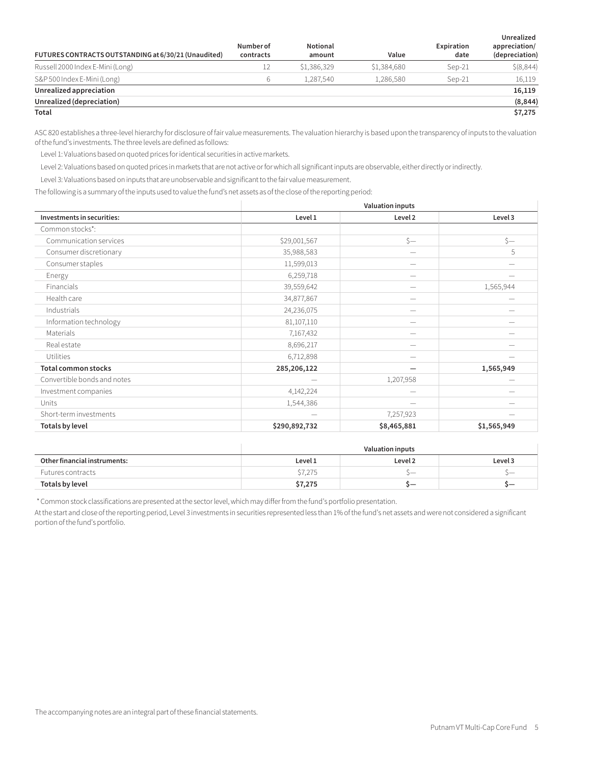| FUTURES CONTRACTS OUTSTANDING at 6/30/21 (Unaudited) | Number of contracts | Notional amount | Value | Expiration date | Unrealized appreciation/ (depreciation) |
|---|---|---|---|---|---|
| Russell 2000 Index E-Mini (Long) | 12 | $1,386,329 | $1,384,680 | Sep-21 | $(8,844) |
| S&P 500 Index E-Mini (Long) | 6 | 1,287,540 | 1,286,580 | Sep-21 | 16,119 |
| **Unrealized appreciation** | | | | | **16,119** |
| **Unrealized (depreciation)** | | | | | **(8,844)** |
| **Total** | | | | | **$7,275** |

ASC 820 establishes a three-level hierarchy for disclosure of fair value measurements. The valuation hierarchy is based upon the transparency of inputs to the valuation of the fund's investments. The three levels are defined as follows:

Level 1: Valuations based on quoted prices for identical securities in active markets.

Level 2: Valuations based on quoted prices in markets that are not active or for which all significant inputs are observable, either directly or indirectly.

Level 3: Valuations based on inputs that are unobservable and significant to the fair value measurement.

The following is a summary of the inputs used to value the fund's net assets as of the close of the reporting period:

| | Valuation inputs | | |
|---|---|---|---|
| **Investments in securities:** | **Level 1** | **Level 2** | **Level 3** |
| Common stocks*: | | | |
| Communication services | $29,001,567 | $— | $— |
| Consumer discretionary | 35,988,583 | — | 5 |
| Consumer staples | 11,599,013 | — | — |
| Energy | 6,259,718 | — | — |
| Financials | 39,559,642 | — | 1,565,944 |
| Health care | 34,877,867 | — | — |
| Industrials | 24,236,075 | — | — |
| Information technology | 81,107,110 | — | — |
| Materials | 7,167,432 | — | — |
| Real estate | 8,696,217 | — | — |
| Utilities | 6,712,898 | — | — |
| **Total common stocks** | **285,206,122** | **—** | **1,565,949** |
| Convertible bonds and notes | — | 1,207,958 | — |
| Investment companies | 4,142,224 | — | — |
| Units | 1,544,386 | — | — |
| Short-term investments | — | 7,257,923 | — |
| **Totals by level** | **$290,892,732** | **$8,465,881** | **$1,565,949** |

| | Valuation inputs | | |
|---|---|---|---|
| **Other financial instruments:** | **Level 1** | **Level 2** | **Level 3** |
| Futures contracts | $7,275 | $— | $— |
| **Totals by level** | **$7,275** | **$—** | **$—** |

\* Common stock classifications are presented at the sector level, which may differ from the fund's portfolio presentation.

At the start and close of the reporting period, Level 3 investments in securities represented less than 1% of the fund's net assets and were not considered a significant portion of the fund's portfolio.

The accompanying notes are an integral part of these financial statements.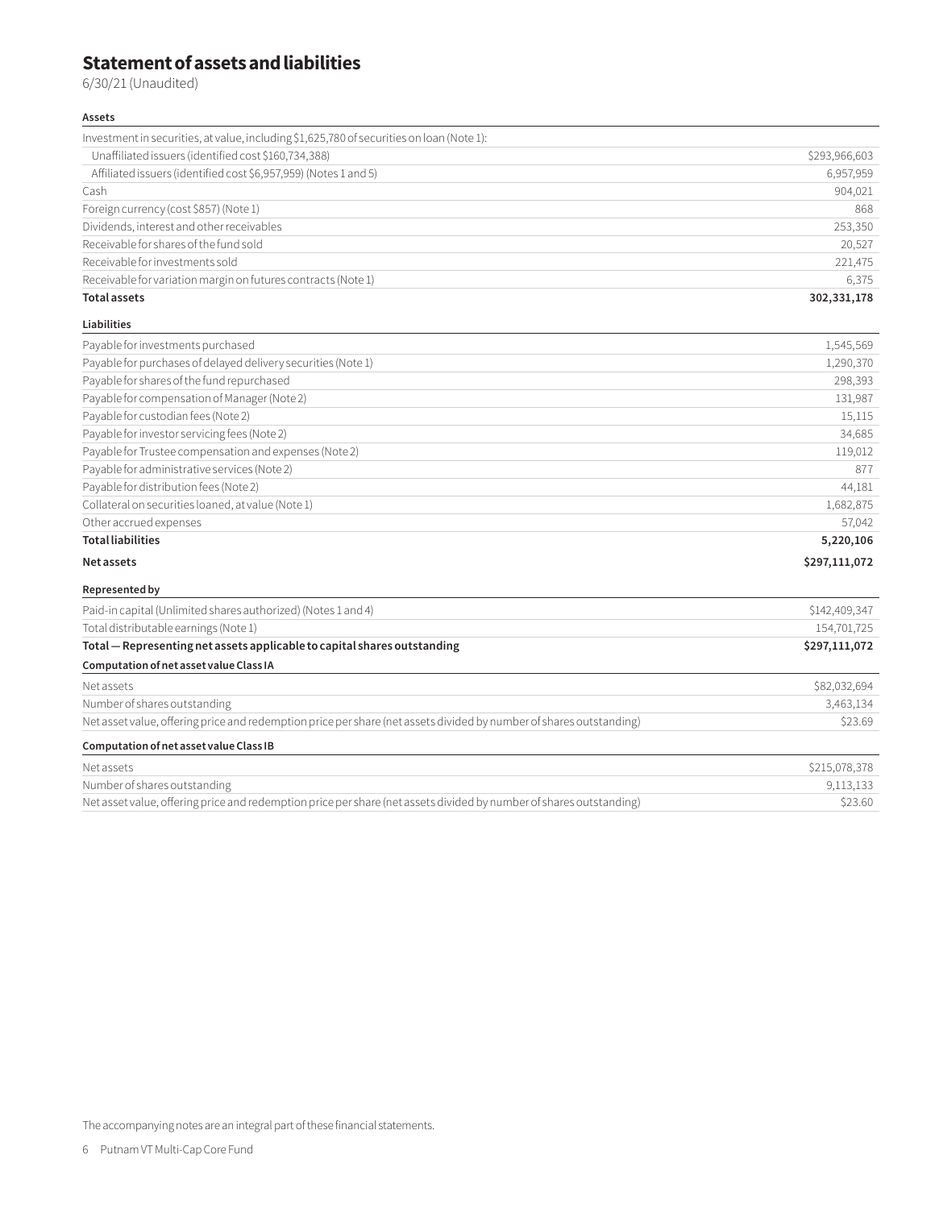# Statement of assets and liabilities

6/30/21 (Unaudited)

| **Assets** | |
|---|---|
| Investment in securities, at value, including $1,625,780 of securities on loan (Note 1): | |
| Unaffiliated issuers (identified cost $160,734,388) | $293,966,603 |
| Affiliated issuers (identified cost $6,957,959) (Notes 1 and 5) | 6,957,959 |
| Cash | 904,021 |
| Foreign currency (cost $857) (Note 1) | 868 |
| Dividends, interest and other receivables | 253,350 |
| Receivable for shares of the fund sold | 20,527 |
| Receivable for investments sold | 221,475 |
| Receivable for variation margin on futures contracts (Note 1) | 6,375 |
| **Total assets** | **302,331,178** |
| **Liabilities** | |
| Payable for investments purchased | 1,545,569 |
| Payable for purchases of delayed delivery securities (Note 1) | 1,290,370 |
| Payable for shares of the fund repurchased | 298,393 |
| Payable for compensation of Manager (Note 2) | 131,987 |
| Payable for custodian fees (Note 2) | 15,115 |
| Payable for investor servicing fees (Note 2) | 34,685 |
| Payable for Trustee compensation and expenses (Note 2) | 119,012 |
| Payable for administrative services (Note 2) | 877 |
| Payable for distribution fees (Note 2) | 44,181 |
| Collateral on securities loaned, at value (Note 1) | 1,682,875 |
| Other accrued expenses | 57,042 |
| **Total liabilities** | **5,220,106** |
| **Net assets** | **$297,111,072** |
| **Represented by** | |
| Paid-in capital (Unlimited shares authorized) (Notes 1 and 4) | $142,409,347 |
| Total distributable earnings (Note 1) | 154,701,725 |
| **Total — Representing net assets applicable to capital shares outstanding** | **$297,111,072** |
| **Computation of net asset value Class IA** | |
| Net assets | $82,032,694 |
| Number of shares outstanding | 3,463,134 |
| Net asset value, offering price and redemption price per share (net assets divided by number of shares outstanding) | $23.69 |
| **Computation of net asset value Class IB** | |
| Net assets | $215,078,378 |
| Number of shares outstanding | 9,113,133 |
| Net asset value, offering price and redemption price per share (net assets divided by number of shares outstanding) | $23.60 |

The accompanying notes are an integral part of these financial statements.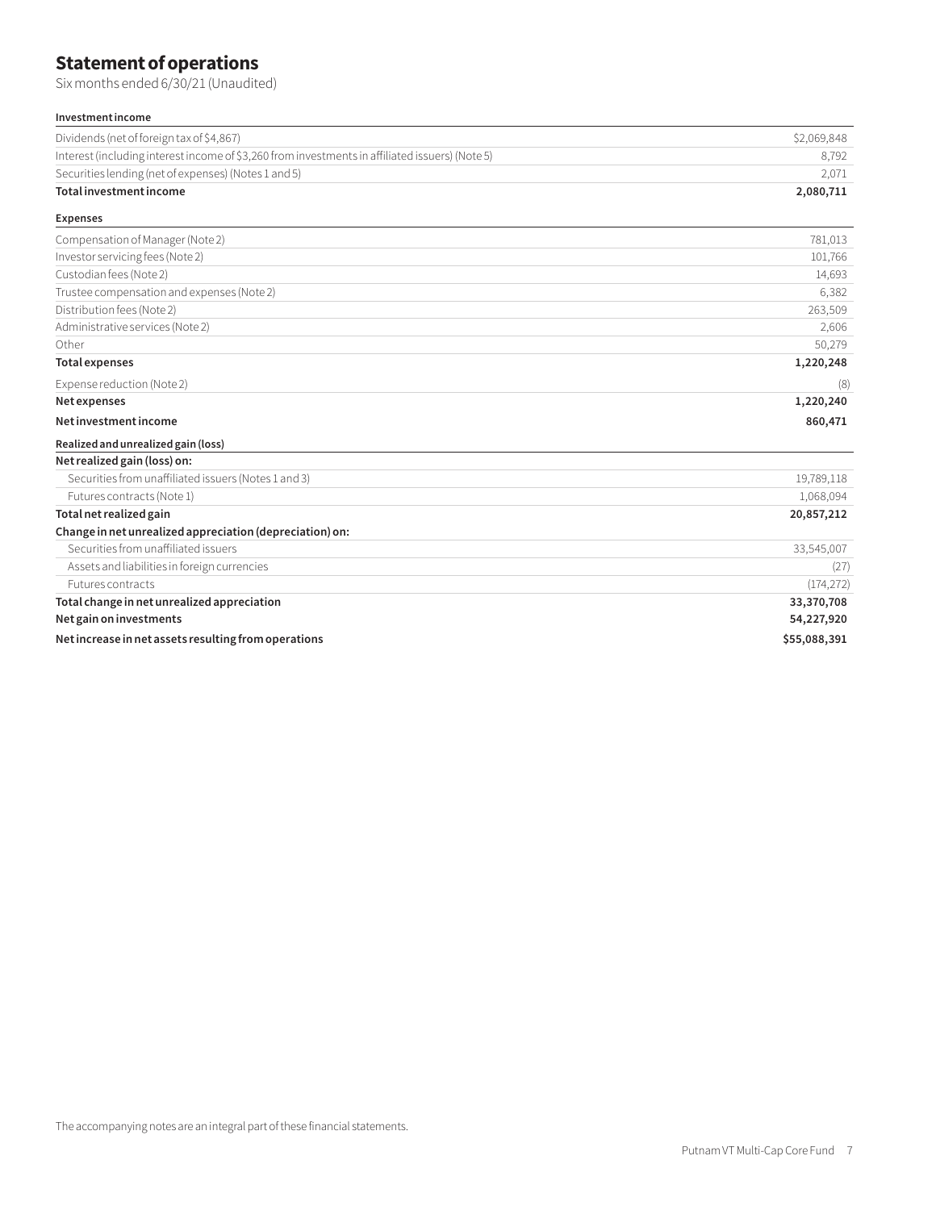# Statement of operations

Six months ended 6/30/21 (Unaudited)

| **Investment income** | |
|---|---|
| Dividends (net of foreign tax of $4,867) | $2,069,848 |
| Interest (including interest income of $3,260 from investments in affiliated issuers) (Note 5) | 8,792 |
| Securities lending (net of expenses) (Notes 1 and 5) | 2,071 |
| **Total investment income** | **2,080,711** |
| **Expenses** | |
| Compensation of Manager (Note 2) | 781,013 |
| Investor servicing fees (Note 2) | 101,766 |
| Custodian fees (Note 2) | 14,693 |
| Trustee compensation and expenses (Note 2) | 6,382 |
| Distribution fees (Note 2) | 263,509 |
| Administrative services (Note 2) | 2,606 |
| Other | 50,279 |
| **Total expenses** | **1,220,248** |
| Expense reduction (Note 2) | (8) |
| **Net expenses** | **1,220,240** |
| **Net investment income** | **860,471** |
| **Realized and unrealized gain (loss)** | |
| **Net realized gain (loss) on:** | |
| Securities from unaffiliated issuers (Notes 1 and 3) | 19,789,118 |
| Futures contracts (Note 1) | 1,068,094 |
| **Total net realized gain** | **20,857,212** |
| **Change in net unrealized appreciation (depreciation) on:** | |
| Securities from unaffiliated issuers | 33,545,007 |
| Assets and liabilities in foreign currencies | (27) |
| Futures contracts | (174,272) |
| **Total change in net unrealized appreciation** | **33,370,708** |
| **Net gain on investments** | **54,227,920** |
| **Net increase in net assets resulting from operations** | **$55,088,391** |

The accompanying notes are an integral part of these financial statements.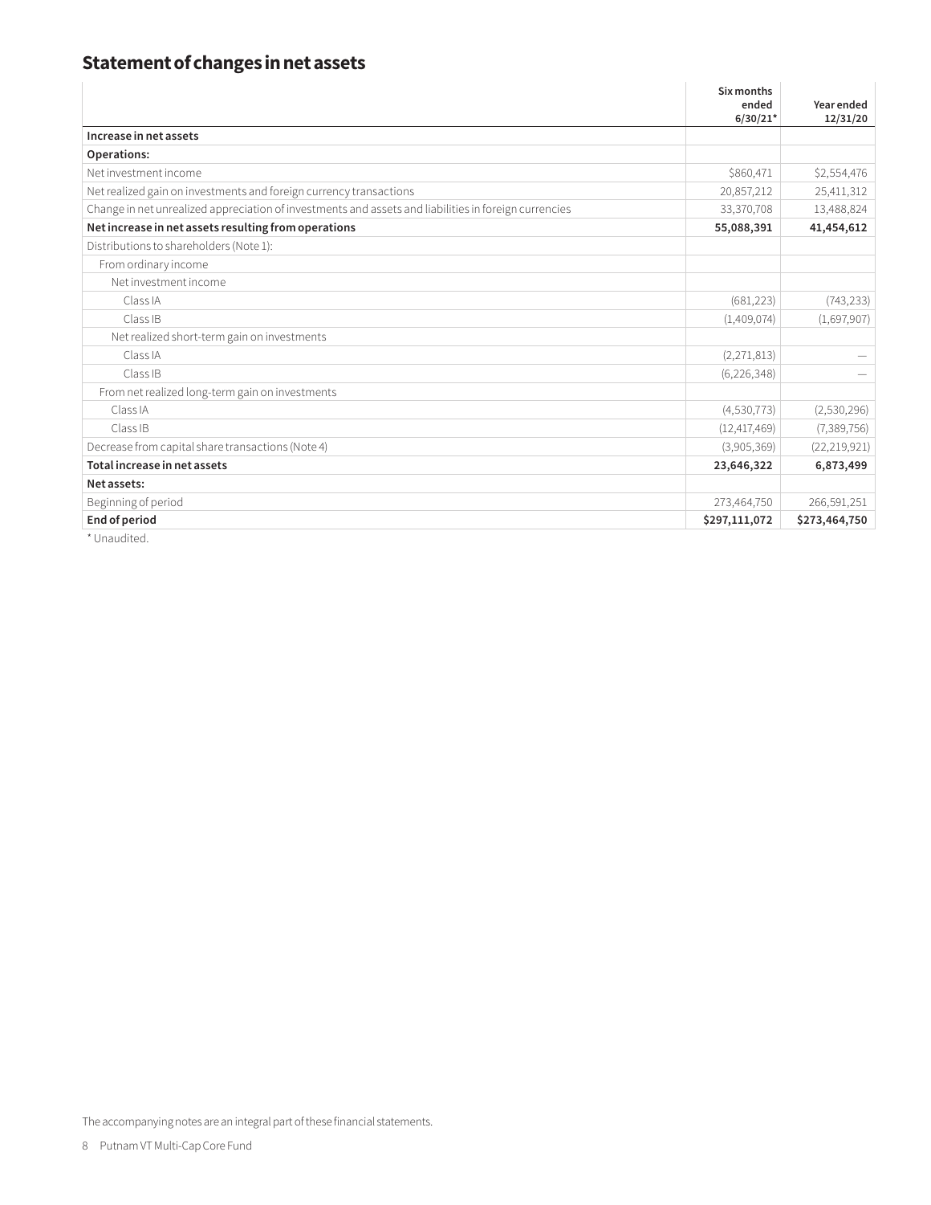## Statement of changes in net assets

| | Six months ended 6/30/21* | Year ended 12/31/20 |
|---|---|---|
| **Increase in net assets** | | |
| **Operations:** | | |
| Net investment income | $860,471 | $2,554,476 |
| Net realized gain on investments and foreign currency transactions | 20,857,212 | 25,411,312 |
| Change in net unrealized appreciation of investments and assets and liabilities in foreign currencies | 33,370,708 | 13,488,824 |
| **Net increase in net assets resulting from operations** | **55,088,391** | **41,454,612** |
| Distributions to shareholders (Note 1): | | |
| From ordinary income | | |
| Net investment income | | |
| Class IA | (681,223) | (743,233) |
| Class IB | (1,409,074) | (1,697,907) |
| Net realized short-term gain on investments | | |
| Class IA | (2,271,813) | — |
| Class IB | (6,226,348) | — |
| From net realized long-term gain on investments | | |
| Class IA | (4,530,773) | (2,530,296) |
| Class IB | (12,417,469) | (7,389,756) |
| Decrease from capital share transactions (Note 4) | (3,905,369) | (22,219,921) |
| **Total increase in net assets** | **23,646,322** | **6,873,499** |
| **Net assets:** | | |
| Beginning of period | 273,464,750 | 266,591,251 |
| **End of period** | **$297,111,072** | **$273,464,750** |

\* Unaudited.

The accompanying notes are an integral part of these financial statements.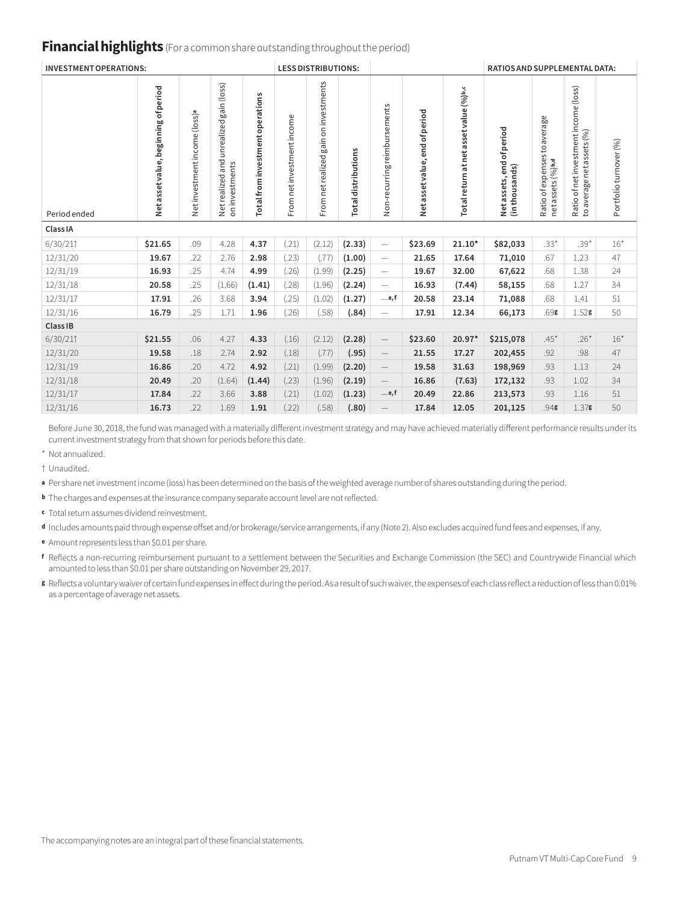## Financial highlights (For a common share outstanding throughout the period)

| INVESTMENT OPERATIONS: | | | | | LESS DISTRIBUTIONS: | | | | | | RATIOS AND SUPPLEMENTAL DATA: | | | |
|---|---|---|---|---|---|---|---|---|---|---|---|---|---|---|
| Period ended | Net asset value, beginning of period | Net investment income (loss)[a] | Net realized and unrealized gain (loss) on investments | Total from investment operations | From net investment income | From net realized gain on investments | Total distributions | Non-recurring reimbursements | Net asset value, end of period | Total return at net asset value (%)[b,c] | Net assets, end of period (in thousands) | Ratio of expenses to average net assets (%)[b,d] | Ratio of net investment income (loss) to average net assets (%) | Portfolio turnover (%) |
| **Class IA** | | | | | | | | | | | | | | |
| 6/30/21† | **$21.65** | .09 | 4.28 | **4.37** | (.21) | (2.12) | **(2.33)** | — | **$23.69** | **21.10*** | **$82,033** | .33* | .39* | 16* |
| 12/31/20 | **19.67** | .22 | 2.76 | **2.98** | (.23) | (.77) | **(1.00)** | — | **21.65** | **17.64** | **71,010** | .67 | 1.23 | 47 |
| 12/31/19 | **16.93** | .25 | 4.74 | **4.99** | (.26) | (1.99) | **(2.25)** | — | **19.67** | **32.00** | **67,622** | .68 | 1.38 | 24 |
| 12/31/18 | **20.58** | .25 | (1.66) | **(1.41)** | (.28) | (1.96) | **(2.24)** | — | **16.93** | **(7.44)** | **58,155** | .68 | 1.27 | 34 |
| 12/31/17 | **17.91** | .26 | 3.68 | **3.94** | (.25) | (1.02) | **(1.27)** | —[e,f] | **20.58** | **23.14** | **71,088** | .68 | 1.41 | 51 |
| 12/31/16 | **16.79** | .25 | 1.71 | **1.96** | (.26) | (.58) | **(.84)** | — | **17.91** | **12.34** | **66,173** | .69[g] | 1.52[g] | 50 |
| **Class IB** | | | | | | | | | | | | | | |
| 6/30/21† | **$21.55** | .06 | 4.27 | **4.33** | (.16) | (2.12) | **(2.28)** | — | **$23.60** | **20.97*** | **$215,078** | .45* | .26* | 16* |
| 12/31/20 | **19.58** | .18 | 2.74 | **2.92** | (.18) | (.77) | **(.95)** | — | **21.55** | **17.27** | **202,455** | .92 | .98 | 47 |
| 12/31/19 | **16.86** | .20 | 4.72 | **4.92** | (.21) | (1.99) | **(2.20)** | — | **19.58** | **31.63** | **198,969** | .93 | 1.13 | 24 |
| 12/31/18 | **20.49** | .20 | (1.64) | **(1.44)** | (.23) | (1.96) | **(2.19)** | — | **16.86** | **(7.63)** | **172,132** | .93 | 1.02 | 34 |
| 12/31/17 | **17.84** | .22 | 3.66 | **3.88** | (.21) | (1.02) | **(1.23)** | —[e,f] | **20.49** | **22.86** | **213,573** | .93 | 1.16 | 51 |
| 12/31/16 | **16.73** | .22 | 1.69 | **1.91** | (.22) | (.58) | **(.80)** | — | **17.84** | **12.05** | **201,125** | .94[g] | 1.37[g] | 50 |

Before June 30, 2018, the fund was managed with a materially different investment strategy and may have achieved materially different performance results under its current investment strategy from that shown for periods before this date.

\* Not annualized.

† Unaudited.

[a] Per share net investment income (loss) has been determined on the basis of the weighted average number of shares outstanding during the period.

[b] The charges and expenses at the insurance company separate account level are not reflected.

[c] Total return assumes dividend reinvestment.

[d] Includes amounts paid through expense offset and/or brokerage/service arrangements, if any (Note 2). Also excludes acquired fund fees and expenses, if any.

[e] Amount represents less than $0.01 per share.

[f] Reflects a non-recurring reimbursement pursuant to a settlement between the Securities and Exchange Commission (the SEC) and Countrywide Financial which amounted to less than $0.01 per share outstanding on November 29, 2017.

[g] Reflects a voluntary waiver of certain fund expenses in effect during the period. As a result of such waiver, the expenses of each class reflect a reduction of less than 0.01% as a percentage of average net assets.

The accompanying notes are an integral part of these financial statements.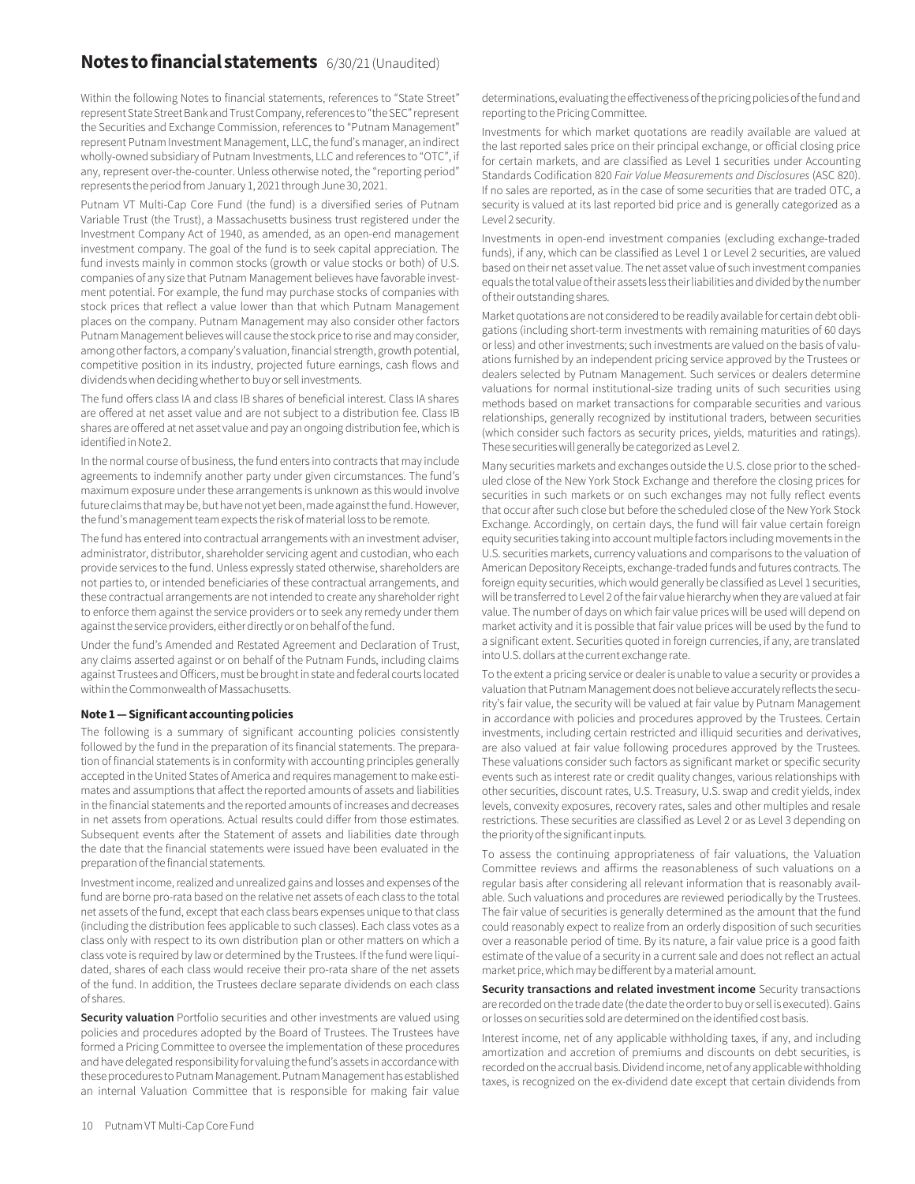# Notes to financial statements 6/30/21 (Unaudited)

Within the following Notes to financial statements, references to "State Street" represent State Street Bank and Trust Company, references to "the SEC" represent the Securities and Exchange Commission, references to "Putnam Management" represent Putnam Investment Management, LLC, the fund's manager, an indirect wholly-owned subsidiary of Putnam Investments, LLC and references to "OTC", if any, represent over-the-counter. Unless otherwise noted, the "reporting period" represents the period from January 1, 2021 through June 30, 2021.

Putnam VT Multi-Cap Core Fund (the fund) is a diversified series of Putnam Variable Trust (the Trust), a Massachusetts business trust registered under the Investment Company Act of 1940, as amended, as an open-end management investment company. The goal of the fund is to seek capital appreciation. The fund invests mainly in common stocks (growth or value stocks or both) of U.S. companies of any size that Putnam Management believes have favorable investment potential. For example, the fund may purchase stocks of companies with stock prices that reflect a value lower than that which Putnam Management places on the company. Putnam Management may also consider other factors Putnam Management believes will cause the stock price to rise and may consider, among other factors, a company's valuation, financial strength, growth potential, competitive position in its industry, projected future earnings, cash flows and dividends when deciding whether to buy or sell investments.

The fund offers class IA and class IB shares of beneficial interest. Class IA shares are offered at net asset value and are not subject to a distribution fee. Class IB shares are offered at net asset value and pay an ongoing distribution fee, which is identified in Note 2.

In the normal course of business, the fund enters into contracts that may include agreements to indemnify another party under given circumstances. The fund's maximum exposure under these arrangements is unknown as this would involve future claims that may be, but have not yet been, made against the fund. However, the fund's management team expects the risk of material loss to be remote.

The fund has entered into contractual arrangements with an investment adviser, administrator, distributor, shareholder servicing agent and custodian, who each provide services to the fund. Unless expressly stated otherwise, shareholders are not parties to, or intended beneficiaries of these contractual arrangements, and these contractual arrangements are not intended to create any shareholder right to enforce them against the service providers or to seek any remedy under them against the service providers, either directly or on behalf of the fund.

Under the fund's Amended and Restated Agreement and Declaration of Trust, any claims asserted against or on behalf of the Putnam Funds, including claims against Trustees and Officers, must be brought in state and federal courts located within the Commonwealth of Massachusetts.

### Note 1 — Significant accounting policies

The following is a summary of significant accounting policies consistently followed by the fund in the preparation of its financial statements. The preparation of financial statements is in conformity with accounting principles generally accepted in the United States of America and requires management to make estimates and assumptions that affect the reported amounts of assets and liabilities in the financial statements and the reported amounts of increases and decreases in net assets from operations. Actual results could differ from those estimates. Subsequent events after the Statement of assets and liabilities date through the date that the financial statements were issued have been evaluated in the preparation of the financial statements.

Investment income, realized and unrealized gains and losses and expenses of the fund are borne pro-rata based on the relative net assets of each class to the total net assets of the fund, except that each class bears expenses unique to that class (including the distribution fees applicable to such classes). Each class votes as a class only with respect to its own distribution plan or other matters on which a class vote is required by law or determined by the Trustees. If the fund were liquidated, shares of each class would receive their pro-rata share of the net assets of the fund. In addition, the Trustees declare separate dividends on each class of shares.

**Security valuation** Portfolio securities and other investments are valued using policies and procedures adopted by the Board of Trustees. The Trustees have formed a Pricing Committee to oversee the implementation of these procedures and have delegated responsibility for valuing the fund's assets in accordance with these procedures to Putnam Management. Putnam Management has established an internal Valuation Committee that is responsible for making fair value determinations, evaluating the effectiveness of the pricing policies of the fund and reporting to the Pricing Committee.

Investments for which market quotations are readily available are valued at the last reported sales price on their principal exchange, or official closing price for certain markets, and are classified as Level 1 securities under Accounting Standards Codification 820 *Fair Value Measurements and Disclosures* (ASC 820). If no sales are reported, as in the case of some securities that are traded OTC, a security is valued at its last reported bid price and is generally categorized as a Level 2 security.

Investments in open-end investment companies (excluding exchange-traded funds), if any, which can be classified as Level 1 or Level 2 securities, are valued based on their net asset value. The net asset value of such investment companies equals the total value of their assets less their liabilities and divided by the number of their outstanding shares.

Market quotations are not considered to be readily available for certain debt obligations (including short-term investments with remaining maturities of 60 days or less) and other investments; such investments are valued on the basis of valuations furnished by an independent pricing service approved by the Trustees or dealers selected by Putnam Management. Such services or dealers determine valuations for normal institutional-size trading units of such securities using methods based on market transactions for comparable securities and various relationships, generally recognized by institutional traders, between securities (which consider such factors as security prices, yields, maturities and ratings). These securities will generally be categorized as Level 2.

Many securities markets and exchanges outside the U.S. close prior to the scheduled close of the New York Stock Exchange and therefore the closing prices for securities in such markets or on such exchanges may not fully reflect events that occur after such close but before the scheduled close of the New York Stock Exchange. Accordingly, on certain days, the fund will fair value certain foreign equity securities taking into account multiple factors including movements in the U.S. securities markets, currency valuations and comparisons to the valuation of American Depository Receipts, exchange-traded funds and futures contracts. The foreign equity securities, which would generally be classified as Level 1 securities, will be transferred to Level 2 of the fair value hierarchy when they are valued at fair value. The number of days on which fair value prices will be used will depend on market activity and it is possible that fair value prices will be used by the fund to a significant extent. Securities quoted in foreign currencies, if any, are translated into U.S. dollars at the current exchange rate.

To the extent a pricing service or dealer is unable to value a security or provides a valuation that Putnam Management does not believe accurately reflects the security's fair value, the security will be valued at fair value by Putnam Management in accordance with policies and procedures approved by the Trustees. Certain investments, including certain restricted and illiquid securities and derivatives, are also valued at fair value following procedures approved by the Trustees. These valuations consider such factors as significant market or specific security events such as interest rate or credit quality changes, various relationships with other securities, discount rates, U.S. Treasury, U.S. swap and credit yields, index levels, convexity exposures, recovery rates, sales and other multiples and resale restrictions. These securities are classified as Level 2 or as Level 3 depending on the priority of the significant inputs.

To assess the continuing appropriateness of fair valuations, the Valuation Committee reviews and affirms the reasonableness of such valuations on a regular basis after considering all relevant information that is reasonably available. Such valuations and procedures are reviewed periodically by the Trustees. The fair value of securities is generally determined as the amount that the fund could reasonably expect to realize from an orderly disposition of such securities over a reasonable period of time. By its nature, a fair value price is a good faith estimate of the value of a security in a current sale and does not reflect an actual market price, which may be different by a material amount.

**Security transactions and related investment income** Security transactions are recorded on the trade date (the date the order to buy or sell is executed). Gains or losses on securities sold are determined on the identified cost basis.

Interest income, net of any applicable withholding taxes, if any, and including amortization and accretion of premiums and discounts on debt securities, is recorded on the accrual basis. Dividend income, net of any applicable withholding taxes, is recognized on the ex-dividend date except that certain dividends from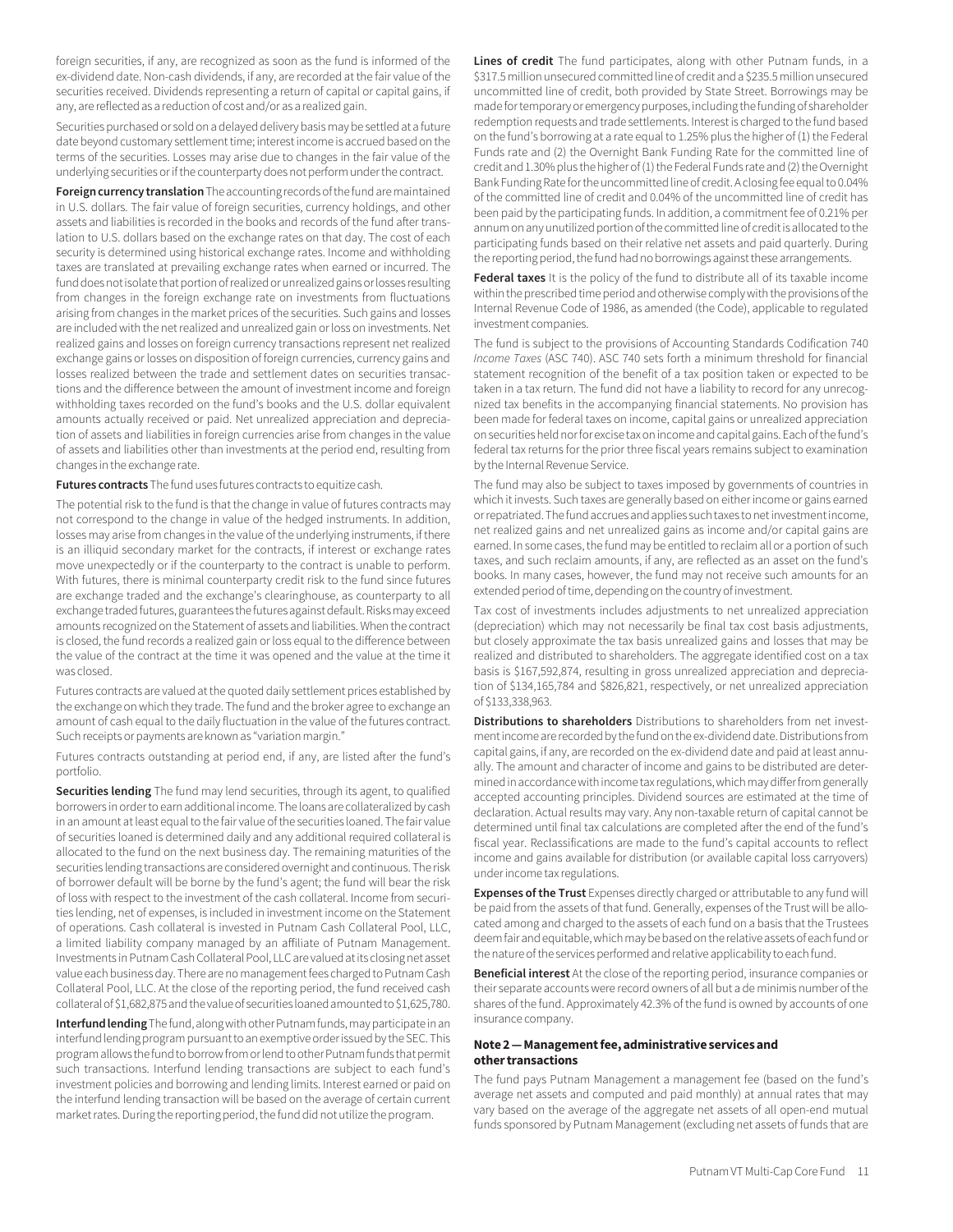foreign securities, if any, are recognized as soon as the fund is informed of the ex-dividend date. Non-cash dividends, if any, are recorded at the fair value of the securities received. Dividends representing a return of capital or capital gains, if any, are reflected as a reduction of cost and/or as a realized gain.

Securities purchased or sold on a delayed delivery basis may be settled at a future date beyond customary settlement time; interest income is accrued based on the terms of the securities. Losses may arise due to changes in the fair value of the underlying securities or if the counterparty does not perform under the contract.

**Foreign currency translation** The accounting records of the fund are maintained in U.S. dollars. The fair value of foreign securities, currency holdings, and other assets and liabilities is recorded in the books and records of the fund after translation to U.S. dollars based on the exchange rates on that day. The cost of each security is determined using historical exchange rates. Income and withholding taxes are translated at prevailing exchange rates when earned or incurred. The fund does not isolate that portion of realized or unrealized gains or losses resulting from changes in the foreign exchange rate on investments from fluctuations arising from changes in the market prices of the securities. Such gains and losses are included with the net realized and unrealized gain or loss on investments. Net realized gains and losses on foreign currency transactions represent net realized exchange gains or losses on disposition of foreign currencies, currency gains and losses realized between the trade and settlement dates on securities transactions and the difference between the amount of investment income and foreign withholding taxes recorded on the fund's books and the U.S. dollar equivalent amounts actually received or paid. Net unrealized appreciation and depreciation of assets and liabilities in foreign currencies arise from changes in the value of assets and liabilities other than investments at the period end, resulting from changes in the exchange rate.

**Futures contracts** The fund uses futures contracts to equitize cash.

The potential risk to the fund is that the change in value of futures contracts may not correspond to the change in value of the hedged instruments. In addition, losses may arise from changes in the value of the underlying instruments, if there is an illiquid secondary market for the contracts, if interest or exchange rates move unexpectedly or if the counterparty to the contract is unable to perform. With futures, there is minimal counterparty credit risk to the fund since futures are exchange traded and the exchange's clearinghouse, as counterparty to all exchange traded futures, guarantees the futures against default. Risks may exceed amounts recognized on the Statement of assets and liabilities. When the contract is closed, the fund records a realized gain or loss equal to the difference between the value of the contract at the time it was opened and the value at the time it was closed.

Futures contracts are valued at the quoted daily settlement prices established by the exchange on which they trade. The fund and the broker agree to exchange an amount of cash equal to the daily fluctuation in the value of the futures contract. Such receipts or payments are known as "variation margin."

Futures contracts outstanding at period end, if any, are listed after the fund's portfolio.

**Securities lending** The fund may lend securities, through its agent, to qualified borrowers in order to earn additional income. The loans are collateralized by cash in an amount at least equal to the fair value of the securities loaned. The fair value of securities loaned is determined daily and any additional required collateral is allocated to the fund on the next business day. The remaining maturities of the securities lending transactions are considered overnight and continuous. The risk of borrower default will be borne by the fund's agent; the fund will bear the risk of loss with respect to the investment of the cash collateral. Income from securities lending, net of expenses, is included in investment income on the Statement of operations. Cash collateral is invested in Putnam Cash Collateral Pool, LLC, a limited liability company managed by an affiliate of Putnam Management. Investments in Putnam Cash Collateral Pool, LLC are valued at its closing net asset value each business day. There are no management fees charged to Putnam Cash Collateral Pool, LLC. At the close of the reporting period, the fund received cash collateral of $1,682,875 and the value of securities loaned amounted to $1,625,780.

**Interfund lending** The fund, along with other Putnam funds, may participate in an interfund lending program pursuant to an exemptive order issued by the SEC. This program allows the fund to borrow from or lend to other Putnam funds that permit such transactions. Interfund lending transactions are subject to each fund's investment policies and borrowing and lending limits. Interest earned or paid on the interfund lending transaction will be based on the average of certain current market rates. During the reporting period, the fund did not utilize the program.

**Lines of credit** The fund participates, along with other Putnam funds, in a $317.5 million unsecured committed line of credit and a $235.5 million unsecured uncommitted line of credit, both provided by State Street. Borrowings may be made for temporary or emergency purposes, including the funding of shareholder redemption requests and trade settlements. Interest is charged to the fund based on the fund's borrowing at a rate equal to 1.25% plus the higher of (1) the Federal Funds rate and (2) the Overnight Bank Funding Rate for the committed line of credit and 1.30% plus the higher of (1) the Federal Funds rate and (2) the Overnight Bank Funding Rate for the uncommitted line of credit. A closing fee equal to 0.04% of the committed line of credit and 0.04% of the uncommitted line of credit has been paid by the participating funds. In addition, a commitment fee of 0.21% per annum on any unutilized portion of the committed line of credit is allocated to the participating funds based on their relative net assets and paid quarterly. During the reporting period, the fund had no borrowings against these arrangements.

**Federal taxes** It is the policy of the fund to distribute all of its taxable income within the prescribed time period and otherwise comply with the provisions of the Internal Revenue Code of 1986, as amended (the Code), applicable to regulated investment companies.

The fund is subject to the provisions of Accounting Standards Codification 740 *Income Taxes* (ASC 740). ASC 740 sets forth a minimum threshold for financial statement recognition of the benefit of a tax position taken or expected to be taken in a tax return. The fund did not have a liability to record for any unrecognized tax benefits in the accompanying financial statements. No provision has been made for federal taxes on income, capital gains or unrealized appreciation on securities held nor for excise tax on income and capital gains. Each of the fund's federal tax returns for the prior three fiscal years remains subject to examination by the Internal Revenue Service.

The fund may also be subject to taxes imposed by governments of countries in which it invests. Such taxes are generally based on either income or gains earned or repatriated. The fund accrues and applies such taxes to net investment income, net realized gains and net unrealized gains as income and/or capital gains are earned. In some cases, the fund may be entitled to reclaim all or a portion of such taxes, and such reclaim amounts, if any, are reflected as an asset on the fund's books. In many cases, however, the fund may not receive such amounts for an extended period of time, depending on the country of investment.

Tax cost of investments includes adjustments to net unrealized appreciation (depreciation) which may not necessarily be final tax cost basis adjustments, but closely approximate the tax basis unrealized gains and losses that may be realized and distributed to shareholders. The aggregate identified cost on a tax basis is $167,592,874, resulting in gross unrealized appreciation and depreciation of $134,165,784 and $826,821, respectively, or net unrealized appreciation of $133,338,963.

**Distributions to shareholders** Distributions to shareholders from net investment income are recorded by the fund on the ex-dividend date. Distributions from capital gains, if any, are recorded on the ex-dividend date and paid at least annually. The amount and character of income and gains to be distributed are determined in accordance with income tax regulations, which may differ from generally accepted accounting principles. Dividend sources are estimated at the time of declaration. Actual results may vary. Any non-taxable return of capital cannot be determined until final tax calculations are completed after the end of the fund's fiscal year. Reclassifications are made to the fund's capital accounts to reflect income and gains available for distribution (or available capital loss carryovers) under income tax regulations.

**Expenses of the Trust** Expenses directly charged or attributable to any fund will be paid from the assets of that fund. Generally, expenses of the Trust will be allocated among and charged to the assets of each fund on a basis that the Trustees deem fair and equitable, which may be based on the relative assets of each fund or the nature of the services performed and relative applicability to each fund.

**Beneficial interest** At the close of the reporting period, insurance companies or their separate accounts were record owners of all but a de minimis number of the shares of the fund. Approximately 42.3% of the fund is owned by accounts of one insurance company.

### Note 2 — Management fee, administrative services and other transactions

The fund pays Putnam Management a management fee (based on the fund's average net assets and computed and paid monthly) at annual rates that may vary based on the average of the aggregate net assets of all open-end mutual funds sponsored by Putnam Management (excluding net assets of funds that are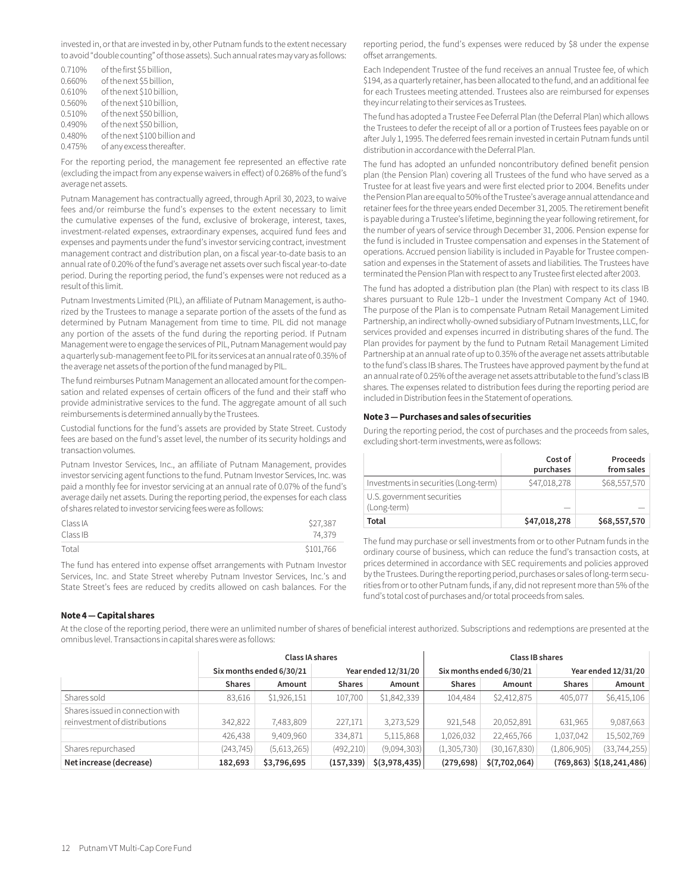invested in, or that are invested in by, other Putnam funds to the extent necessary to avoid "double counting" of those assets). Such annual rates may vary as follows:

0.710% of the first $5 billion,
0.660% of the next $5 billion,
0.610% of the next $10 billion,
0.560% of the next $10 billion,
0.510% of the next $50 billion,
0.490% of the next $50 billion,
0.480% of the next $100 billion and
0.475% of any excess thereafter.

For the reporting period, the management fee represented an effective rate (excluding the impact from any expense waivers in effect) of 0.268% of the fund's average net assets.

Putnam Management has contractually agreed, through April 30, 2023, to waive fees and/or reimburse the fund's expenses to the extent necessary to limit the cumulative expenses of the fund, exclusive of brokerage, interest, taxes, investment-related expenses, extraordinary expenses, acquired fund fees and expenses and payments under the fund's investor servicing contract, investment management contract and distribution plan, on a fiscal year-to-date basis to an annual rate of 0.20% of the fund's average net assets over such fiscal year-to-date period. During the reporting period, the fund's expenses were not reduced as a result of this limit.

Putnam Investments Limited (PIL), an affiliate of Putnam Management, is authorized by the Trustees to manage a separate portion of the assets of the fund as determined by Putnam Management from time to time. PIL did not manage any portion of the assets of the fund during the reporting period. If Putnam Management were to engage the services of PIL, Putnam Management would pay a quarterly sub-management fee to PIL for its services at an annual rate of 0.35% of the average net assets of the portion of the fund managed by PIL.

The fund reimburses Putnam Management an allocated amount for the compensation and related expenses of certain officers of the fund and their staff who provide administrative services to the fund. The aggregate amount of all such reimbursements is determined annually by the Trustees.

Custodial functions for the fund's assets are provided by State Street. Custody fees are based on the fund's asset level, the number of its security holdings and transaction volumes.

Putnam Investor Services, Inc., an affiliate of Putnam Management, provides investor servicing agent functions to the fund. Putnam Investor Services, Inc. was paid a monthly fee for investor servicing at an annual rate of 0.07% of the fund's average daily net assets. During the reporting period, the expenses for each class of shares related to investor servicing fees were as follows:

| | |
|---|---|
| Class IA | $27,387 |
| Class IB | 74,379 |
| Total | $101,766 |

The fund has entered into expense offset arrangements with Putnam Investor Services, Inc. and State Street whereby Putnam Investor Services, Inc.'s and State Street's fees are reduced by credits allowed on cash balances. For the reporting period, the fund's expenses were reduced by $8 under the expense offset arrangements.

Each Independent Trustee of the fund receives an annual Trustee fee, of which $194, as a quarterly retainer, has been allocated to the fund, and an additional fee for each Trustees meeting attended. Trustees also are reimbursed for expenses they incur relating to their services as Trustees.

The fund has adopted a Trustee Fee Deferral Plan (the Deferral Plan) which allows the Trustees to defer the receipt of all or a portion of Trustees fees payable on or after July 1, 1995. The deferred fees remain invested in certain Putnam funds until distribution in accordance with the Deferral Plan.

The fund has adopted an unfunded noncontributory defined benefit pension plan (the Pension Plan) covering all Trustees of the fund who have served as a Trustee for at least five years and were first elected prior to 2004. Benefits under the Pension Plan are equal to 50% of the Trustee's average annual attendance and retainer fees for the three years ended December 31, 2005. The retirement benefit is payable during a Trustee's lifetime, beginning the year following retirement, for the number of years of service through December 31, 2006. Pension expense for the fund is included in Trustee compensation and expenses in the Statement of operations. Accrued pension liability is included in Payable for Trustee compensation and expenses in the Statement of assets and liabilities. The Trustees have terminated the Pension Plan with respect to any Trustee first elected after 2003.

The fund has adopted a distribution plan (the Plan) with respect to its class IB shares pursuant to Rule 12b–1 under the Investment Company Act of 1940. The purpose of the Plan is to compensate Putnam Retail Management Limited Partnership, an indirect wholly-owned subsidiary of Putnam Investments, LLC, for services provided and expenses incurred in distributing shares of the fund. The Plan provides for payment by the fund to Putnam Retail Management Limited Partnership at an annual rate of up to 0.35% of the average net assets attributable to the fund's class IB shares. The Trustees have approved payment by the fund at an annual rate of 0.25% of the average net assets attributable to the fund's class IB shares. The expenses related to distribution fees during the reporting period are included in Distribution fees in the Statement of operations.

### Note 3 — Purchases and sales of securities

During the reporting period, the cost of purchases and the proceeds from sales, excluding short-term investments, were as follows:

| | Cost of purchases | Proceeds from sales |
|---|---|---|
| Investments in securities (Long-term) | $47,018,278 | $68,557,570 |
| U.S. government securities (Long-term) | — | — |
| **Total** | **$47,018,278** | **$68,557,570** |

The fund may purchase or sell investments from or to other Putnam funds in the ordinary course of business, which can reduce the fund's transaction costs, at prices determined in accordance with SEC requirements and policies approved by the Trustees. During the reporting period, purchases or sales of long-term securities from or to other Putnam funds, if any, did not represent more than 5% of the fund's total cost of purchases and/or total proceeds from sales.

### Note 4 — Capital shares

At the close of the reporting period, there were an unlimited number of shares of beneficial interest authorized. Subscriptions and redemptions are presented at the omnibus level. Transactions in capital shares were as follows:

| | Class IA shares | | | | Class IB shares | | | |
|---|---|---|---|---|---|---|---|---|
| | Six months ended 6/30/21 | | Year ended 12/31/20 | | Six months ended 6/30/21 | | Year ended 12/31/20 | |
| | **Shares** | **Amount** | **Shares** | **Amount** | **Shares** | **Amount** | **Shares** | **Amount** |
| Shares sold | 83,616 | $1,926,151 | 107,700 | $1,842,339 | 104,484 | $2,412,875 | 405,077 | $6,415,106 |
| Shares issued in connection with reinvestment of distributions | 342,822 | 7,483,809 | 227,171 | 3,273,529 | 921,548 | 20,052,891 | 631,965 | 9,087,663 |
| | 426,438 | 9,409,960 | 334,871 | 5,115,868 | 1,026,032 | 22,465,766 | 1,037,042 | 15,502,769 |
| Shares repurchased | (243,745) | (5,613,265) | (492,210) | (9,094,303) | (1,305,730) | (30,167,830) | (1,806,905) | (33,744,255) |
| **Net increase (decrease)** | **182,693** | **$3,796,695** | **(157,339)** | **$(3,978,435)** | **(279,698)** | **$(7,702,064)** | **(769,863)** | **$(18,241,486)** |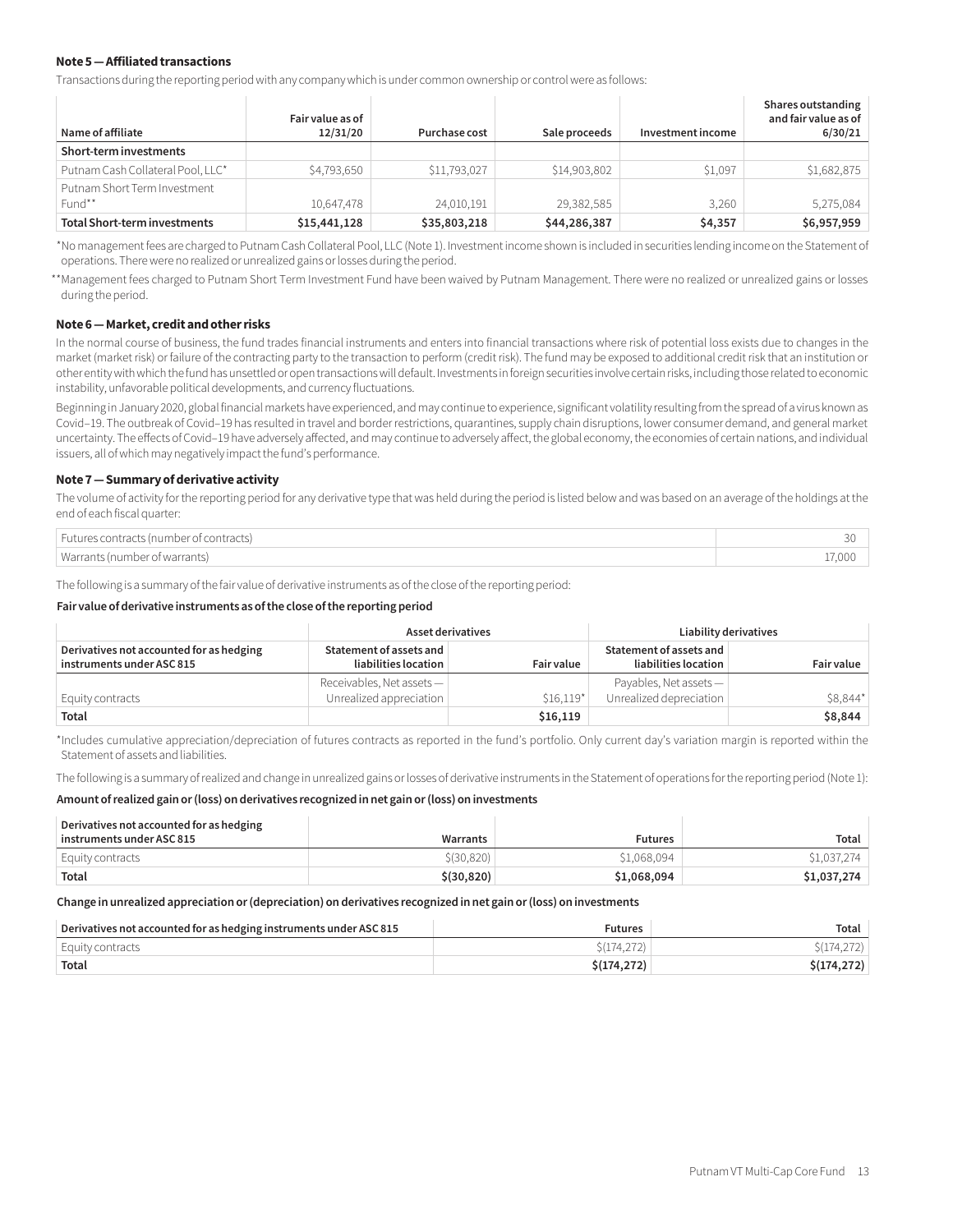### Note 5 — Affiliated transactions

Transactions during the reporting period with any company which is under common ownership or control were as follows:

| Name of affiliate | Fair value as of 12/31/20 | Purchase cost | Sale proceeds | Investment income | Shares outstanding and fair value as of 6/30/21 |
|---|---|---|---|---|---|
| **Short-term investments** | | | | | |
| Putnam Cash Collateral Pool, LLC* | $4,793,650 | $11,793,027 | $14,903,802 | $1,097 | $1,682,875 |
| Putnam Short Term Investment Fund** | 10,647,478 | 24,010,191 | 29,382,585 | 3,260 | 5,275,084 |
| **Total Short-term investments** | **$15,441,128** | **$35,803,218** | **$44,286,387** | **$4,357** | **$6,957,959** |

*No management fees are charged to Putnam Cash Collateral Pool, LLC (Note 1). Investment income shown is included in securities lending income on the Statement of operations. There were no realized or unrealized gains or losses during the period.

**Management fees charged to Putnam Short Term Investment Fund have been waived by Putnam Management. There were no realized or unrealized gains or losses during the period.

### Note 6 — Market, credit and other risks

In the normal course of business, the fund trades financial instruments and enters into financial transactions where risk of potential loss exists due to changes in the market (market risk) or failure of the contracting party to the transaction to perform (credit risk). The fund may be exposed to additional credit risk that an institution or other entity with which the fund has unsettled or open transactions will default. Investments in foreign securities involve certain risks, including those related to economic instability, unfavorable political developments, and currency fluctuations.

Beginning in January 2020, global financial markets have experienced, and may continue to experience, significant volatility resulting from the spread of a virus known as Covid–19. The outbreak of Covid–19 has resulted in travel and border restrictions, quarantines, supply chain disruptions, lower consumer demand, and general market uncertainty. The effects of Covid–19 have adversely affected, and may continue to adversely affect, the global economy, the economies of certain nations, and individual issuers, all of which may negatively impact the fund's performance.

### Note 7 — Summary of derivative activity

The volume of activity for the reporting period for any derivative type that was held during the period is listed below and was based on an average of the holdings at the end of each fiscal quarter:

| | |
|---|---|
| Futures contracts (number of contracts) | 30 |
| Warrants (number of warrants) | 17,000 |

The following is a summary of the fair value of derivative instruments as of the close of the reporting period:

**Fair value of derivative instruments as of the close of the reporting period**

| | Asset derivatives | | Liability derivatives | |
|---|---|---|---|---|
| **Derivatives not accounted for as hedging instruments under ASC 815** | **Statement of assets and liabilities location** | **Fair value** | **Statement of assets and liabilities location** | **Fair value** |
| Equity contracts | Receivables, Net assets — Unrealized appreciation | $16,119* | Payables, Net assets — Unrealized depreciation | $8,844* |
| **Total** | | **$16,119** | | **$8,844** |

*Includes cumulative appreciation/depreciation of futures contracts as reported in the fund's portfolio. Only current day's variation margin is reported within the Statement of assets and liabilities.

The following is a summary of realized and change in unrealized gains or losses of derivative instruments in the Statement of operations for the reporting period (Note 1):

**Amount of realized gain or (loss) on derivatives recognized in net gain or (loss) on investments**

| Derivatives not accounted for as hedging instruments under ASC 815 | Warrants | Futures | Total |
|---|---|---|---|
| Equity contracts | $(30,820) | $1,068,094 | $1,037,274 |
| **Total** | **$(30,820)** | **$1,068,094** | **$1,037,274** |

**Change in unrealized appreciation or (depreciation) on derivatives recognized in net gain or (loss) on investments**

| Derivatives not accounted for as hedging instruments under ASC 815 | Futures | Total |
|---|---|---|
| Equity contracts | $(174,272) | $(174,272) |
| **Total** | **$(174,272)** | **$(174,272)** |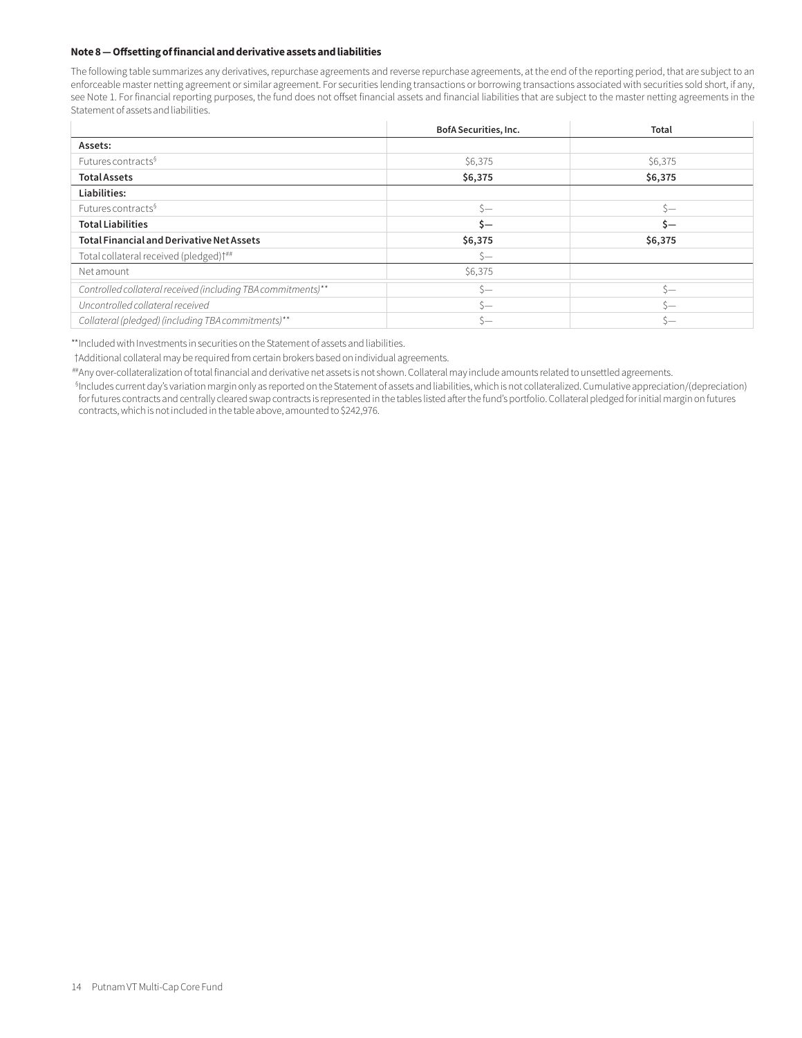### Note 8 — Offsetting of financial and derivative assets and liabilities

The following table summarizes any derivatives, repurchase agreements and reverse repurchase agreements, at the end of the reporting period, that are subject to an enforceable master netting agreement or similar agreement. For securities lending transactions or borrowing transactions associated with securities sold short, if any, see Note 1. For financial reporting purposes, the fund does not offset financial assets and financial liabilities that are subject to the master netting agreements in the Statement of assets and liabilities.

| | BofA Securities, Inc. | Total |
|---|---|---|
| **Assets:** | | |
| Futures contracts§ | $6,375 | $6,375 |
| **Total Assets** | **$6,375** | **$6,375** |
| **Liabilities:** | | |
| Futures contracts§ | $— | $— |
| **Total Liabilities** | **$—** | **$—** |
| **Total Financial and Derivative Net Assets** | **$6,375** | **$6,375** |
| Total collateral received (pledged)†## | $— | |
| Net amount | $6,375 | |
| *Controlled collateral received (including TBA commitments)*** | $— | $— |
| *Uncontrolled collateral received* | $— | $— |
| *Collateral (pledged) (including TBA commitments)*** | $— | $— |

** Included with Investments in securities on the Statement of assets and liabilities.

† Additional collateral may be required from certain brokers based on individual agreements.

## Any over-collateralization of total financial and derivative net assets is not shown. Collateral may include amounts related to unsettled agreements.

§ Includes current day's variation margin only as reported on the Statement of assets and liabilities, which is not collateralized. Cumulative appreciation/(depreciation) for futures contracts and centrally cleared swap contracts is represented in the tables listed after the fund's portfolio. Collateral pledged for initial margin on futures contracts, which is not included in the table above, amounted to $242,976.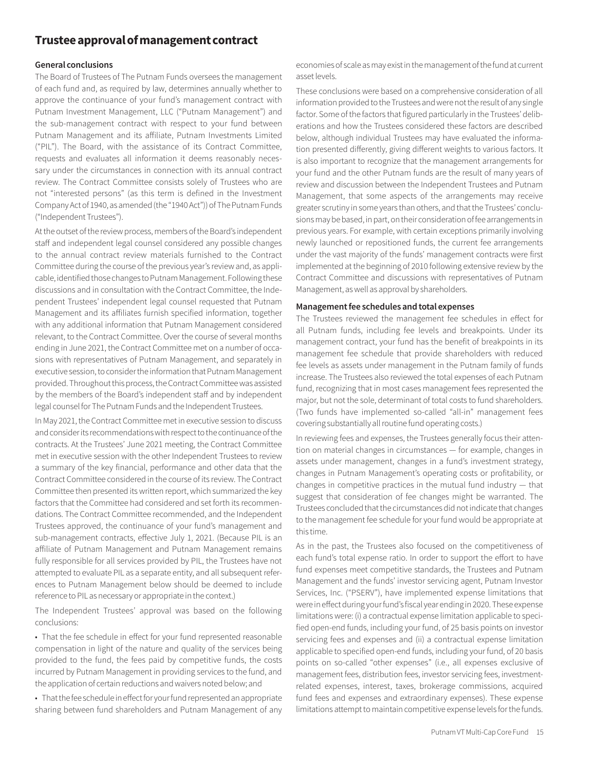# Trustee approval of management contract

### General conclusions

The Board of Trustees of The Putnam Funds oversees the management of each fund and, as required by law, determines annually whether to approve the continuance of your fund's management contract with Putnam Investment Management, LLC ("Putnam Management") and the sub-management contract with respect to your fund between Putnam Management and its affiliate, Putnam Investments Limited ("PIL"). The Board, with the assistance of its Contract Committee, requests and evaluates all information it deems reasonably necessary under the circumstances in connection with its annual contract review. The Contract Committee consists solely of Trustees who are not "interested persons" (as this term is defined in the Investment Company Act of 1940, as amended (the "1940 Act")) of The Putnam Funds ("Independent Trustees").

At the outset of the review process, members of the Board's independent staff and independent legal counsel considered any possible changes to the annual contract review materials furnished to the Contract Committee during the course of the previous year's review and, as applicable, identified those changes to Putnam Management. Following these discussions and in consultation with the Contract Committee, the Independent Trustees' independent legal counsel requested that Putnam Management and its affiliates furnish specified information, together with any additional information that Putnam Management considered relevant, to the Contract Committee. Over the course of several months ending in June 2021, the Contract Committee met on a number of occasions with representatives of Putnam Management, and separately in executive session, to consider the information that Putnam Management provided. Throughout this process, the Contract Committee was assisted by the members of the Board's independent staff and by independent legal counsel for The Putnam Funds and the Independent Trustees.

In May 2021, the Contract Committee met in executive session to discuss and consider its recommendations with respect to the continuance of the contracts. At the Trustees' June 2021 meeting, the Contract Committee met in executive session with the other Independent Trustees to review a summary of the key financial, performance and other data that the Contract Committee considered in the course of its review. The Contract Committee then presented its written report, which summarized the key factors that the Committee had considered and set forth its recommendations. The Contract Committee recommended, and the Independent Trustees approved, the continuance of your fund's management and sub-management contracts, effective July 1, 2021. (Because PIL is an affiliate of Putnam Management and Putnam Management remains fully responsible for all services provided by PIL, the Trustees have not attempted to evaluate PIL as a separate entity, and all subsequent references to Putnam Management below should be deemed to include reference to PIL as necessary or appropriate in the context.)

The Independent Trustees' approval was based on the following conclusions:

- That the fee schedule in effect for your fund represented reasonable compensation in light of the nature and quality of the services being provided to the fund, the fees paid by competitive funds, the costs incurred by Putnam Management in providing services to the fund, and the application of certain reductions and waivers noted below; and
- That the fee schedule in effect for your fund represented an appropriate sharing between fund shareholders and Putnam Management of any economies of scale as may exist in the management of the fund at current asset levels.

These conclusions were based on a comprehensive consideration of all information provided to the Trustees and were not the result of any single factor. Some of the factors that figured particularly in the Trustees' deliberations and how the Trustees considered these factors are described below, although individual Trustees may have evaluated the information presented differently, giving different weights to various factors. It is also important to recognize that the management arrangements for your fund and the other Putnam funds are the result of many years of review and discussion between the Independent Trustees and Putnam Management, that some aspects of the arrangements may receive greater scrutiny in some years than others, and that the Trustees' conclusions may be based, in part, on their consideration of fee arrangements in previous years. For example, with certain exceptions primarily involving newly launched or repositioned funds, the current fee arrangements under the vast majority of the funds' management contracts were first implemented at the beginning of 2010 following extensive review by the Contract Committee and discussions with representatives of Putnam Management, as well as approval by shareholders.

### Management fee schedules and total expenses

The Trustees reviewed the management fee schedules in effect for all Putnam funds, including fee levels and breakpoints. Under its management contract, your fund has the benefit of breakpoints in its management fee schedule that provide shareholders with reduced fee levels as assets under management in the Putnam family of funds increase. The Trustees also reviewed the total expenses of each Putnam fund, recognizing that in most cases management fees represented the major, but not the sole, determinant of total costs to fund shareholders. (Two funds have implemented so-called "all-in" management fees covering substantially all routine fund operating costs.)

In reviewing fees and expenses, the Trustees generally focus their attention on material changes in circumstances — for example, changes in assets under management, changes in a fund's investment strategy, changes in Putnam Management's operating costs or profitability, or changes in competitive practices in the mutual fund industry — that suggest that consideration of fee changes might be warranted. The Trustees concluded that the circumstances did not indicate that changes to the management fee schedule for your fund would be appropriate at this time.

As in the past, the Trustees also focused on the competitiveness of each fund's total expense ratio. In order to support the effort to have fund expenses meet competitive standards, the Trustees and Putnam Management and the funds' investor servicing agent, Putnam Investor Services, Inc. ("PSERV"), have implemented expense limitations that were in effect during your fund's fiscal year ending in 2020. These expense limitations were: (i) a contractual expense limitation applicable to specified open-end funds, including your fund, of 25 basis points on investor servicing fees and expenses and (ii) a contractual expense limitation applicable to specified open-end funds, including your fund, of 20 basis points on so-called "other expenses" (i.e., all expenses exclusive of management fees, distribution fees, investor servicing fees, investment-related expenses, interest, taxes, brokerage commissions, acquired fund fees and expenses and extraordinary expenses). These expense limitations attempt to maintain competitive expense levels for the funds.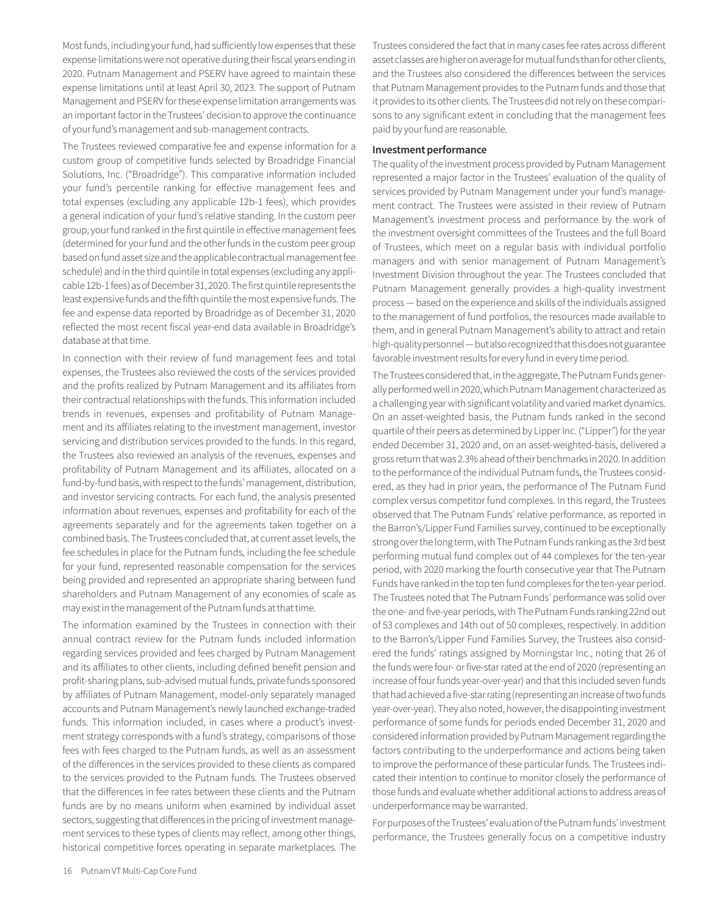Most funds, including your fund, had sufficiently low expenses that these expense limitations were not operative during their fiscal years ending in 2020. Putnam Management and PSERV have agreed to maintain these expense limitations until at least April 30, 2023. The support of Putnam Management and PSERV for these expense limitation arrangements was an important factor in the Trustees' decision to approve the continuance of your fund's management and sub-management contracts.

The Trustees reviewed comparative fee and expense information for a custom group of competitive funds selected by Broadridge Financial Solutions, Inc. ("Broadridge"). This comparative information included your fund's percentile ranking for effective management fees and total expenses (excluding any applicable 12b-1 fees), which provides a general indication of your fund's relative standing. In the custom peer group, your fund ranked in the first quintile in effective management fees (determined for your fund and the other funds in the custom peer group based on fund asset size and the applicable contractual management fee schedule) and in the third quintile in total expenses (excluding any applicable 12b-1 fees) as of December 31, 2020. The first quintile represents the least expensive funds and the fifth quintile the most expensive funds. The fee and expense data reported by Broadridge as of December 31, 2020 reflected the most recent fiscal year-end data available in Broadridge's database at that time.

In connection with their review of fund management fees and total expenses, the Trustees also reviewed the costs of the services provided and the profits realized by Putnam Management and its affiliates from their contractual relationships with the funds. This information included trends in revenues, expenses and profitability of Putnam Management and its affiliates relating to the investment management, investor servicing and distribution services provided to the funds. In this regard, the Trustees also reviewed an analysis of the revenues, expenses and profitability of Putnam Management and its affiliates, allocated on a fund-by-fund basis, with respect to the funds' management, distribution, and investor servicing contracts. For each fund, the analysis presented information about revenues, expenses and profitability for each of the agreements separately and for the agreements taken together on a combined basis. The Trustees concluded that, at current asset levels, the fee schedules in place for the Putnam funds, including the fee schedule for your fund, represented reasonable compensation for the services being provided and represented an appropriate sharing between fund shareholders and Putnam Management of any economies of scale as may exist in the management of the Putnam funds at that time.

The information examined by the Trustees in connection with their annual contract review for the Putnam funds included information regarding services provided and fees charged by Putnam Management and its affiliates to other clients, including defined benefit pension and profit-sharing plans, sub-advised mutual funds, private funds sponsored by affiliates of Putnam Management, model-only separately managed accounts and Putnam Management's newly launched exchange-traded funds. This information included, in cases where a product's investment strategy corresponds with a fund's strategy, comparisons of those fees with fees charged to the Putnam funds, as well as an assessment of the differences in the services provided to these clients as compared to the services provided to the Putnam funds. The Trustees observed that the differences in fee rates between these clients and the Putnam funds are by no means uniform when examined by individual asset sectors, suggesting that differences in the pricing of investment management services to these types of clients may reflect, among other things, historical competitive forces operating in separate marketplaces. The Trustees considered the fact that in many cases fee rates across different asset classes are higher on average for mutual funds than for other clients, and the Trustees also considered the differences between the services that Putnam Management provides to the Putnam funds and those that it provides to its other clients. The Trustees did not rely on these comparisons to any significant extent in concluding that the management fees paid by your fund are reasonable.

**Investment performance**

The quality of the investment process provided by Putnam Management represented a major factor in the Trustees' evaluation of the quality of services provided by Putnam Management under your fund's management contract. The Trustees were assisted in their review of Putnam Management's investment process and performance by the work of the investment oversight committees of the Trustees and the full Board of Trustees, which meet on a regular basis with individual portfolio managers and with senior management of Putnam Management's Investment Division throughout the year. The Trustees concluded that Putnam Management generally provides a high-quality investment process — based on the experience and skills of the individuals assigned to the management of fund portfolios, the resources made available to them, and in general Putnam Management's ability to attract and retain high-quality personnel — but also recognized that this does not guarantee favorable investment results for every fund in every time period.

The Trustees considered that, in the aggregate, The Putnam Funds generally performed well in 2020, which Putnam Management characterized as a challenging year with significant volatility and varied market dynamics. On an asset-weighted basis, the Putnam funds ranked in the second quartile of their peers as determined by Lipper Inc. ("Lipper") for the year ended December 31, 2020 and, on an asset-weighted-basis, delivered a gross return that was 2.3% ahead of their benchmarks in 2020. In addition to the performance of the individual Putnam funds, the Trustees considered, as they had in prior years, the performance of The Putnam Fund complex versus competitor fund complexes. In this regard, the Trustees observed that The Putnam Funds' relative performance, as reported in the Barron's/Lipper Fund Families survey, continued to be exceptionally strong over the long term, with The Putnam Funds ranking as the 3rd best performing mutual fund complex out of 44 complexes for the ten-year period, with 2020 marking the fourth consecutive year that The Putnam Funds have ranked in the top ten fund complexes for the ten-year period. The Trustees noted that The Putnam Funds' performance was solid over the one- and five-year periods, with The Putnam Funds ranking 22nd out of 53 complexes and 14th out of 50 complexes, respectively. In addition to the Barron's/Lipper Fund Families Survey, the Trustees also considered the funds' ratings assigned by Morningstar Inc., noting that 26 of the funds were four- or five-star rated at the end of 2020 (representing an increase of four funds year-over-year) and that this included seven funds that had achieved a five-star rating (representing an increase of two funds year-over-year). They also noted, however, the disappointing investment performance of some funds for periods ended December 31, 2020 and considered information provided by Putnam Management regarding the factors contributing to the underperformance and actions being taken to improve the performance of these particular funds. The Trustees indicated their intention to continue to monitor closely the performance of those funds and evaluate whether additional actions to address areas of underperformance may be warranted.

For purposes of the Trustees' evaluation of the Putnam funds' investment performance, the Trustees generally focus on a competitive industry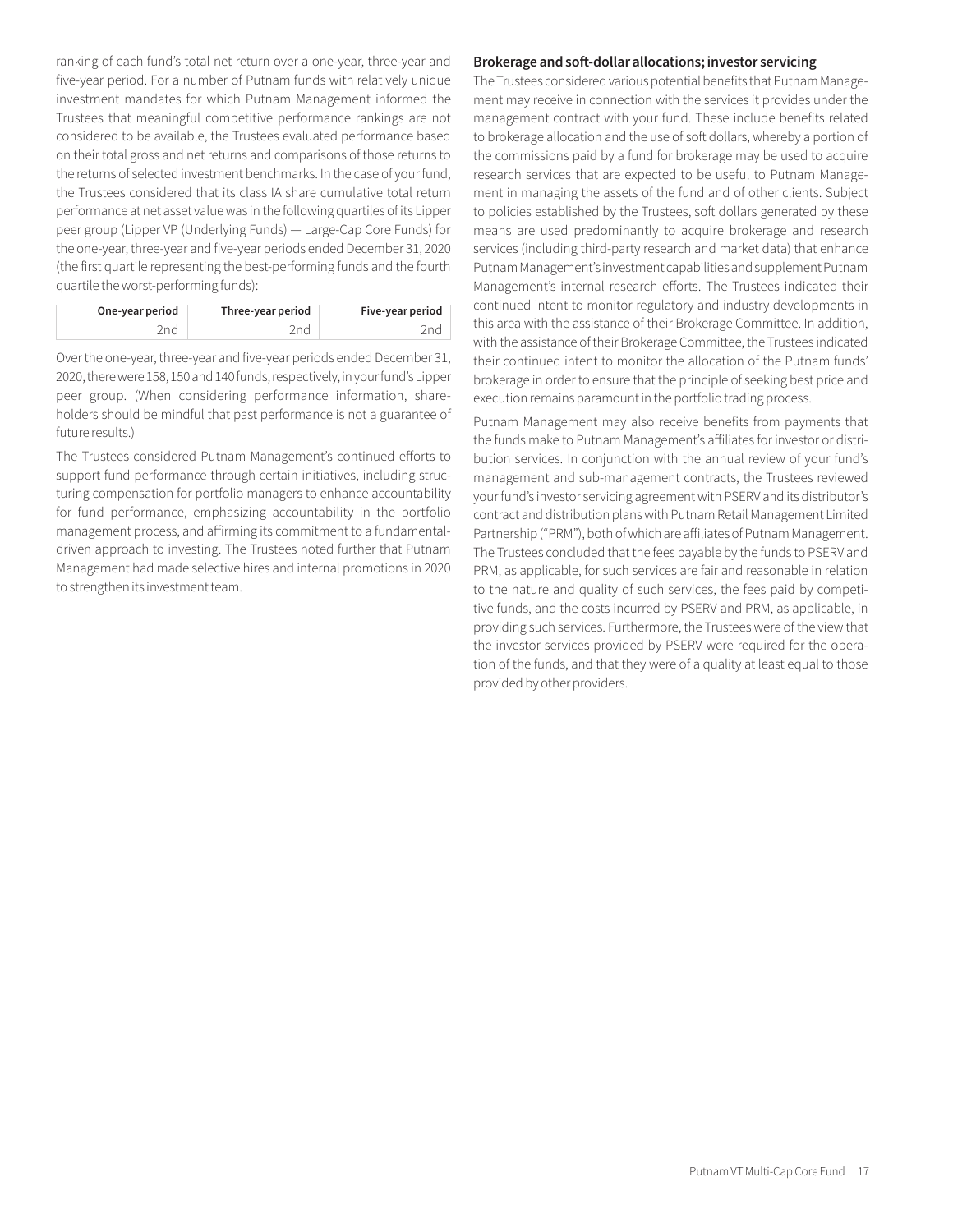ranking of each fund's total net return over a one-year, three-year and five-year period. For a number of Putnam funds with relatively unique investment mandates for which Putnam Management informed the Trustees that meaningful competitive performance rankings are not considered to be available, the Trustees evaluated performance based on their total gross and net returns and comparisons of those returns to the returns of selected investment benchmarks. In the case of your fund, the Trustees considered that its class IA share cumulative total return performance at net asset value was in the following quartiles of its Lipper peer group (Lipper VP (Underlying Funds) — Large-Cap Core Funds) for the one-year, three-year and five-year periods ended December 31, 2020 (the first quartile representing the best-performing funds and the fourth quartile the worst-performing funds):

| One-year period | Three-year period | Five-year period |
|---|---|---|
| 2nd | 2nd | 2nd |

Over the one-year, three-year and five-year periods ended December 31, 2020, there were 158, 150 and 140 funds, respectively, in your fund's Lipper peer group. (When considering performance information, shareholders should be mindful that past performance is not a guarantee of future results.)

The Trustees considered Putnam Management's continued efforts to support fund performance through certain initiatives, including structuring compensation for portfolio managers to enhance accountability for fund performance, emphasizing accountability in the portfolio management process, and affirming its commitment to a fundamental-driven approach to investing. The Trustees noted further that Putnam Management had made selective hires and internal promotions in 2020 to strengthen its investment team.

**Brokerage and soft-dollar allocations; investor servicing**

The Trustees considered various potential benefits that Putnam Management may receive in connection with the services it provides under the management contract with your fund. These include benefits related to brokerage allocation and the use of soft dollars, whereby a portion of the commissions paid by a fund for brokerage may be used to acquire research services that are expected to be useful to Putnam Management in managing the assets of the fund and of other clients. Subject to policies established by the Trustees, soft dollars generated by these means are used predominantly to acquire brokerage and research services (including third-party research and market data) that enhance Putnam Management's investment capabilities and supplement Putnam Management's internal research efforts. The Trustees indicated their continued intent to monitor regulatory and industry developments in this area with the assistance of their Brokerage Committee. In addition, with the assistance of their Brokerage Committee, the Trustees indicated their continued intent to monitor the allocation of the Putnam funds' brokerage in order to ensure that the principle of seeking best price and execution remains paramount in the portfolio trading process.

Putnam Management may also receive benefits from payments that the funds make to Putnam Management's affiliates for investor or distribution services. In conjunction with the annual review of your fund's management and sub-management contracts, the Trustees reviewed your fund's investor servicing agreement with PSERV and its distributor's contract and distribution plans with Putnam Retail Management Limited Partnership ("PRM"), both of which are affiliates of Putnam Management. The Trustees concluded that the fees payable by the funds to PSERV and PRM, as applicable, for such services are fair and reasonable in relation to the nature and quality of such services, the fees paid by competitive funds, and the costs incurred by PSERV and PRM, as applicable, in providing such services. Furthermore, the Trustees were of the view that the investor services provided by PSERV were required for the operation of the funds, and that they were of a quality at least equal to those provided by other providers.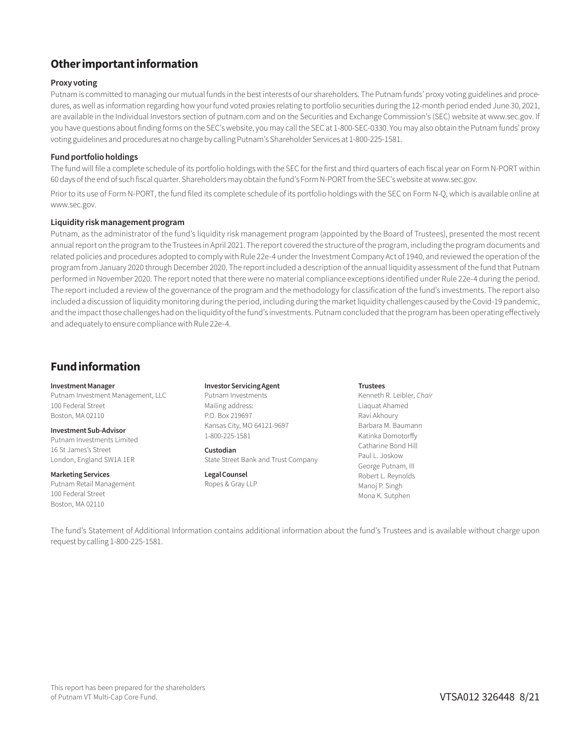## Other important information

### Proxy voting

Putnam is committed to managing our mutual funds in the best interests of our shareholders. The Putnam funds' proxy voting guidelines and procedures, as well as information regarding how your fund voted proxies relating to portfolio securities during the 12-month period ended June 30, 2021, are available in the Individual Investors section of putnam.com and on the Securities and Exchange Commission's (SEC) website at www.sec.gov. If you have questions about finding forms on the SEC's website, you may call the SEC at 1-800-SEC-0330. You may also obtain the Putnam funds' proxy voting guidelines and procedures at no charge by calling Putnam's Shareholder Services at 1-800-225-1581.

### Fund portfolio holdings

The fund will file a complete schedule of its portfolio holdings with the SEC for the first and third quarters of each fiscal year on Form N-PORT within 60 days of the end of such fiscal quarter. Shareholders may obtain the fund's Form N-PORT from the SEC's website at www.sec.gov.

Prior to its use of Form N-PORT, the fund filed its complete schedule of its portfolio holdings with the SEC on Form N-Q, which is available online at www.sec.gov.

### Liquidity risk management program

Putnam, as the administrator of the fund's liquidity risk management program (appointed by the Board of Trustees), presented the most recent annual report on the program to the Trustees in April 2021. The report covered the structure of the program, including the program documents and related policies and procedures adopted to comply with Rule 22e-4 under the Investment Company Act of 1940, and reviewed the operation of the program from January 2020 through December 2020. The report included a description of the annual liquidity assessment of the fund that Putnam performed in November 2020. The report noted that there were no material compliance exceptions identified under Rule 22e-4 during the period. The report included a review of the governance of the program and the methodology for classification of the fund's investments. The report also included a discussion of liquidity monitoring during the period, including during the market liquidity challenges caused by the Covid-19 pandemic, and the impact those challenges had on the liquidity of the fund's investments. Putnam concluded that the program has been operating effectively and adequately to ensure compliance with Rule 22e-4.

## Fund information

**Investment Manager**
Putnam Investment Management, LLC
100 Federal Street
Boston, MA 02110

**Investment Sub-Advisor**
Putnam Investments Limited
16 St James's Street
London, England SW1A 1ER

**Marketing Services**
Putnam Retail Management
100 Federal Street
Boston, MA 02110

**Investor Servicing Agent**
Putnam Investments
Mailing address:
P.O. Box 219697
Kansas City, MO 64121-9697
1-800-225-1581

**Custodian**
State Street Bank and Trust Company

**Legal Counsel**
Ropes & Gray LLP

**Trustees**
Kenneth R. Leibler, *Chair*
Liaquat Ahamed
Ravi Akhoury
Barbara M. Baumann
Katinka Domotorffy
Catharine Bond Hill
Paul L. Joskow
George Putnam, III
Robert L. Reynolds
Manoj P. Singh
Mona K. Sutphen

The fund's Statement of Additional Information contains additional information about the fund's Trustees and is available without charge upon request by calling 1-800-225-1581.

This report has been prepared for the shareholders of Putnam VT Multi-Cap Core Fund.

VTSA012 326448 8/21